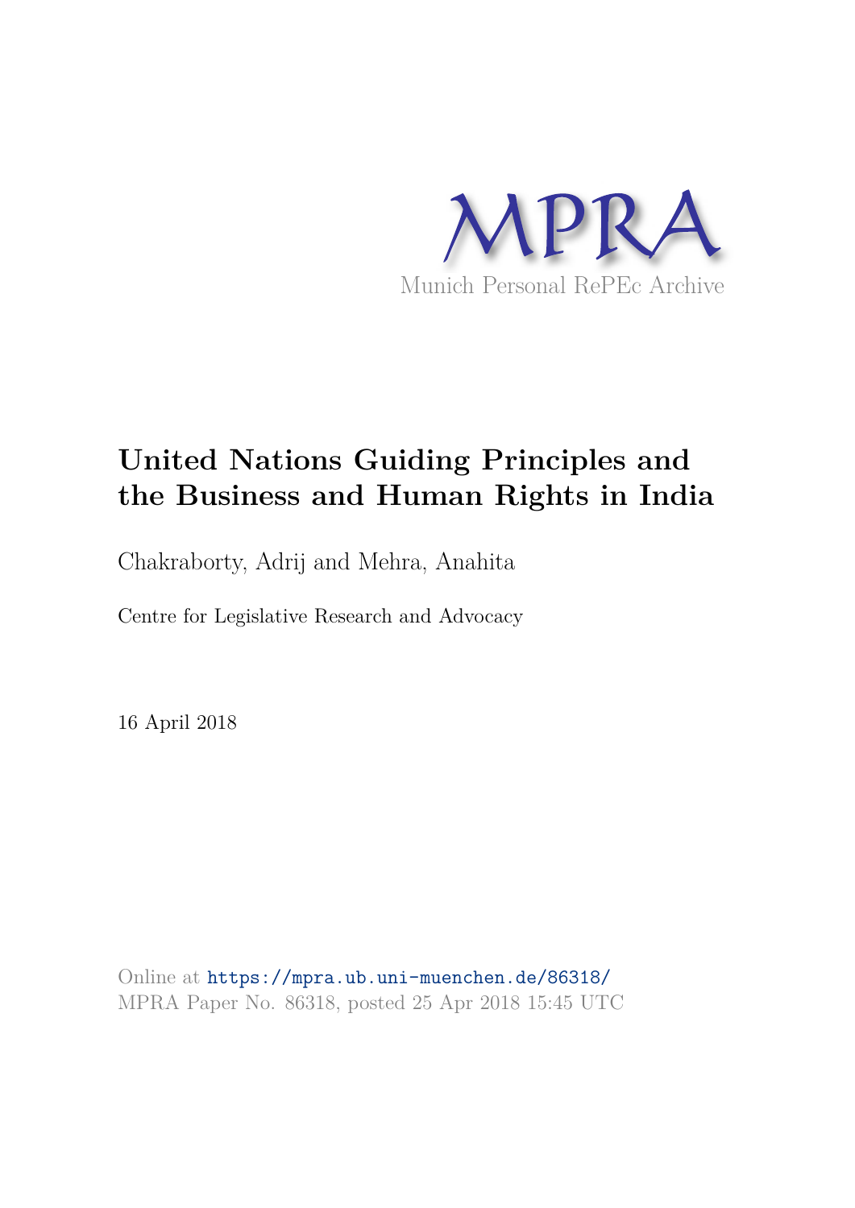MPRA

Munich Personal RePEc Archive

# United Nations Guiding Principles and the Business and Human Rights in India

Chakraborty, Adrij and Mehra, Anahita

Centre for Legislative Research and Advocacy

16 April 2018

Online at https://mpra.ub.uni-muenchen.de/86318/
MPRA Paper No. 86318, posted 25 Apr 2018 15:45 UTC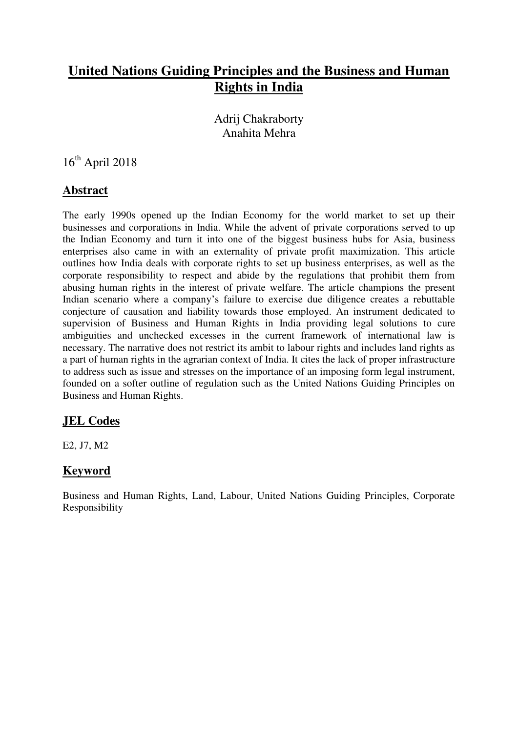# United Nations Guiding Principles and the Business and Human Rights in India

Adrij Chakraborty
Anahita Mehra

16th April 2018

## Abstract

The early 1990s opened up the Indian Economy for the world market to set up their businesses and corporations in India. While the advent of private corporations served to up the Indian Economy and turn it into one of the biggest business hubs for Asia, business enterprises also came in with an externality of private profit maximization. This article outlines how India deals with corporate rights to set up business enterprises, as well as the corporate responsibility to respect and abide by the regulations that prohibit them from abusing human rights in the interest of private welfare. The article champions the present Indian scenario where a company's failure to exercise due diligence creates a rebuttable conjecture of causation and liability towards those employed. An instrument dedicated to supervision of Business and Human Rights in India providing legal solutions to cure ambiguities and unchecked excesses in the current framework of international law is necessary. The narrative does not restrict its ambit to labour rights and includes land rights as a part of human rights in the agrarian context of India. It cites the lack of proper infrastructure to address such as issue and stresses on the importance of an imposing form legal instrument, founded on a softer outline of regulation such as the United Nations Guiding Principles on Business and Human Rights.

## JEL Codes

E2, J7, M2

## Keyword

Business and Human Rights, Land, Labour, United Nations Guiding Principles, Corporate Responsibility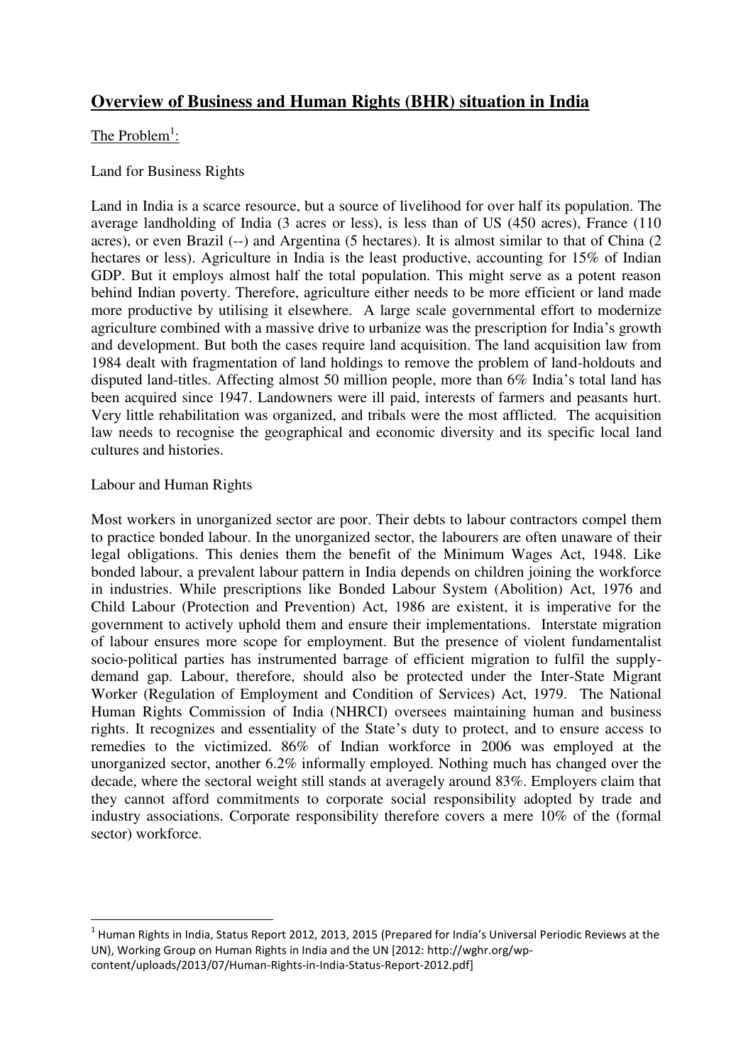## Overview of Business and Human Rights (BHR) situation in India

The Problem[1]:

Land for Business Rights

Land in India is a scarce resource, but a source of livelihood for over half its population. The average landholding of India (3 acres or less), is less than of US (450 acres), France (110 acres), or even Brazil (--) and Argentina (5 hectares). It is almost similar to that of China (2 hectares or less). Agriculture in India is the least productive, accounting for 15% of Indian GDP. But it employs almost half the total population. This might serve as a potent reason behind Indian poverty. Therefore, agriculture either needs to be more efficient or land made more productive by utilising it elsewhere. A large scale governmental effort to modernize agriculture combined with a massive drive to urbanize was the prescription for India's growth and development. But both the cases require land acquisition. The land acquisition law from 1984 dealt with fragmentation of land holdings to remove the problem of land-holdouts and disputed land-titles. Affecting almost 50 million people, more than 6% India's total land has been acquired since 1947. Landowners were ill paid, interests of farmers and peasants hurt. Very little rehabilitation was organized, and tribals were the most afflicted. The acquisition law needs to recognise the geographical and economic diversity and its specific local land cultures and histories.

Labour and Human Rights

Most workers in unorganized sector are poor. Their debts to labour contractors compel them to practice bonded labour. In the unorganized sector, the labourers are often unaware of their legal obligations. This denies them the benefit of the Minimum Wages Act, 1948. Like bonded labour, a prevalent labour pattern in India depends on children joining the workforce in industries. While prescriptions like Bonded Labour System (Abolition) Act, 1976 and Child Labour (Protection and Prevention) Act, 1986 are existent, it is imperative for the government to actively uphold them and ensure their implementations. Interstate migration of labour ensures more scope for employment. But the presence of violent fundamentalist socio-political parties has instrumented barrage of efficient migration to fulfil the supply-demand gap. Labour, therefore, should also be protected under the Inter-State Migrant Worker (Regulation of Employment and Condition of Services) Act, 1979. The National Human Rights Commission of India (NHRCI) oversees maintaining human and business rights. It recognizes and essentiality of the State's duty to protect, and to ensure access to remedies to the victimized. 86% of Indian workforce in 2006 was employed at the unorganized sector, another 6.2% informally employed. Nothing much has changed over the decade, where the sectoral weight still stands at averagely around 83%. Employers claim that they cannot afford commitments to corporate social responsibility adopted by trade and industry associations. Corporate responsibility therefore covers a mere 10% of the (formal sector) workforce.

[1] Human Rights in India, Status Report 2012, 2013, 2015 (Prepared for India's Universal Periodic Reviews at the UN), Working Group on Human Rights in India and the UN [2012: http://wghr.org/wp-content/uploads/2013/07/Human-Rights-in-India-Status-Report-2012.pdf]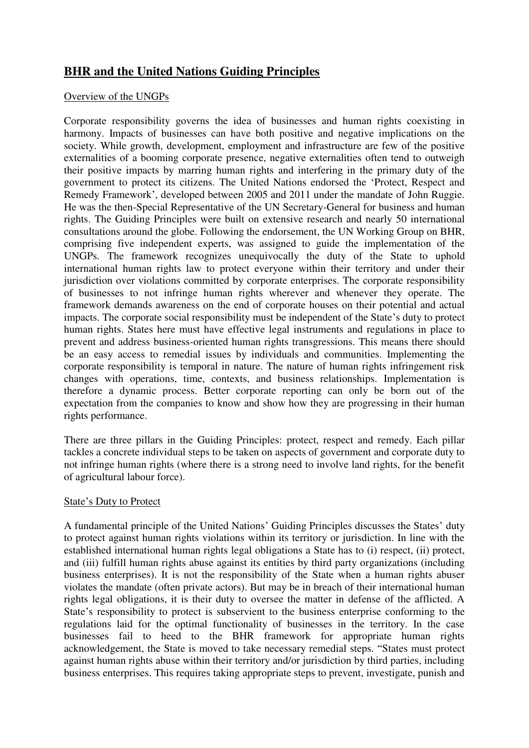## BHR and the United Nations Guiding Principles

Overview of the UNGPs

Corporate responsibility governs the idea of businesses and human rights coexisting in harmony. Impacts of businesses can have both positive and negative implications on the society. While growth, development, employment and infrastructure are few of the positive externalities of a booming corporate presence, negative externalities often tend to outweigh their positive impacts by marring human rights and interfering in the primary duty of the government to protect its citizens. The United Nations endorsed the 'Protect, Respect and Remedy Framework', developed between 2005 and 2011 under the mandate of John Ruggie. He was the then-Special Representative of the UN Secretary-General for business and human rights. The Guiding Principles were built on extensive research and nearly 50 international consultations around the globe. Following the endorsement, the UN Working Group on BHR, comprising five independent experts, was assigned to guide the implementation of the UNGPs. The framework recognizes unequivocally the duty of the State to uphold international human rights law to protect everyone within their territory and under their jurisdiction over violations committed by corporate enterprises. The corporate responsibility of businesses to not infringe human rights wherever and whenever they operate. The framework demands awareness on the end of corporate houses on their potential and actual impacts. The corporate social responsibility must be independent of the State's duty to protect human rights. States here must have effective legal instruments and regulations in place to prevent and address business-oriented human rights transgressions. This means there should be an easy access to remedial issues by individuals and communities. Implementing the corporate responsibility is temporal in nature. The nature of human rights infringement risk changes with operations, time, contexts, and business relationships. Implementation is therefore a dynamic process. Better corporate reporting can only be born out of the expectation from the companies to know and show how they are progressing in their human rights performance.

There are three pillars in the Guiding Principles: protect, respect and remedy. Each pillar tackles a concrete individual steps to be taken on aspects of government and corporate duty to not infringe human rights (where there is a strong need to involve land rights, for the benefit of agricultural labour force).

State's Duty to Protect

A fundamental principle of the United Nations' Guiding Principles discusses the States' duty to protect against human rights violations within its territory or jurisdiction. In line with the established international human rights legal obligations a State has to (i) respect, (ii) protect, and (iii) fulfill human rights abuse against its entities by third party organizations (including business enterprises). It is not the responsibility of the State when a human rights abuser violates the mandate (often private actors). But may be in breach of their international human rights legal obligations, it is their duty to oversee the matter in defense of the afflicted. A State's responsibility to protect is subservient to the business enterprise conforming to the regulations laid for the optimal functionality of businesses in the territory. In the case businesses fail to heed to the BHR framework for appropriate human rights acknowledgement, the State is moved to take necessary remedial steps. "States must protect against human rights abuse within their territory and/or jurisdiction by third parties, including business enterprises. This requires taking appropriate steps to prevent, investigate, punish and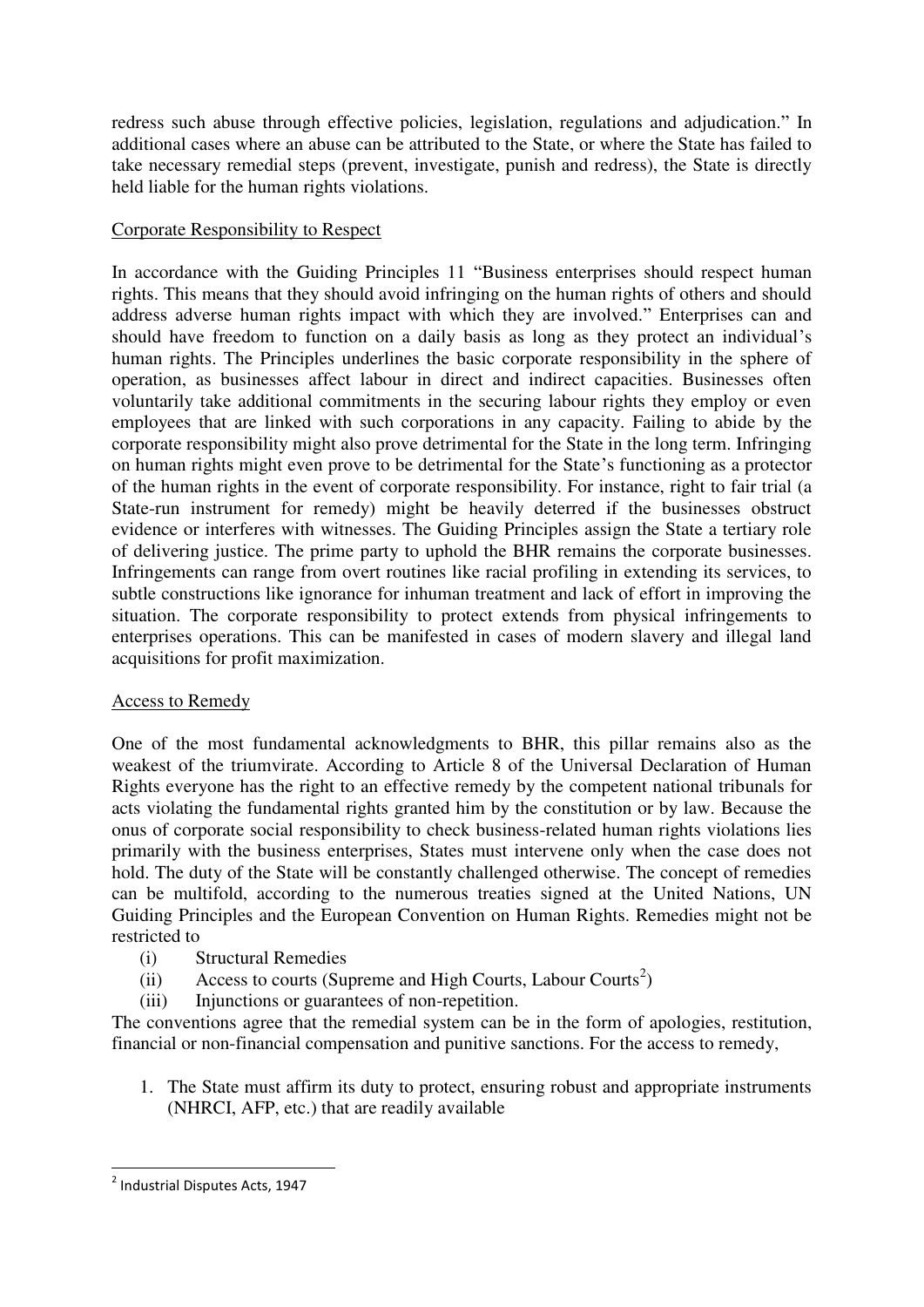redress such abuse through effective policies, legislation, regulations and adjudication." In additional cases where an abuse can be attributed to the State, or where the State has failed to take necessary remedial steps (prevent, investigate, punish and redress), the State is directly held liable for the human rights violations.

Corporate Responsibility to Respect

In accordance with the Guiding Principles 11 "Business enterprises should respect human rights. This means that they should avoid infringing on the human rights of others and should address adverse human rights impact with which they are involved." Enterprises can and should have freedom to function on a daily basis as long as they protect an individual's human rights. The Principles underlines the basic corporate responsibility in the sphere of operation, as businesses affect labour in direct and indirect capacities. Businesses often voluntarily take additional commitments in the securing labour rights they employ or even employees that are linked with such corporations in any capacity. Failing to abide by the corporate responsibility might also prove detrimental for the State in the long term. Infringing on human rights might even prove to be detrimental for the State's functioning as a protector of the human rights in the event of corporate responsibility. For instance, right to fair trial (a State-run instrument for remedy) might be heavily deterred if the businesses obstruct evidence or interferes with witnesses. The Guiding Principles assign the State a tertiary role of delivering justice. The prime party to uphold the BHR remains the corporate businesses. Infringements can range from overt routines like racial profiling in extending its services, to subtle constructions like ignorance for inhuman treatment and lack of effort in improving the situation. The corporate responsibility to protect extends from physical infringements to enterprises operations. This can be manifested in cases of modern slavery and illegal land acquisitions for profit maximization.

Access to Remedy

One of the most fundamental acknowledgments to BHR, this pillar remains also as the weakest of the triumvirate. According to Article 8 of the Universal Declaration of Human Rights everyone has the right to an effective remedy by the competent national tribunals for acts violating the fundamental rights granted him by the constitution or by law. Because the onus of corporate social responsibility to check business-related human rights violations lies primarily with the business enterprises, States must intervene only when the case does not hold. The duty of the State will be constantly challenged otherwise. The concept of remedies can be multifold, according to the numerous treaties signed at the United Nations, UN Guiding Principles and the European Convention on Human Rights. Remedies might not be restricted to

(i) Structural Remedies
(ii) Access to courts (Supreme and High Courts, Labour Courts[2])
(iii) Injunctions or guarantees of non-repetition.

The conventions agree that the remedial system can be in the form of apologies, restitution, financial or non-financial compensation and punitive sanctions. For the access to remedy,

1. The State must affirm its duty to protect, ensuring robust and appropriate instruments (NHRCI, AFP, etc.) that are readily available

[2] Industrial Disputes Acts, 1947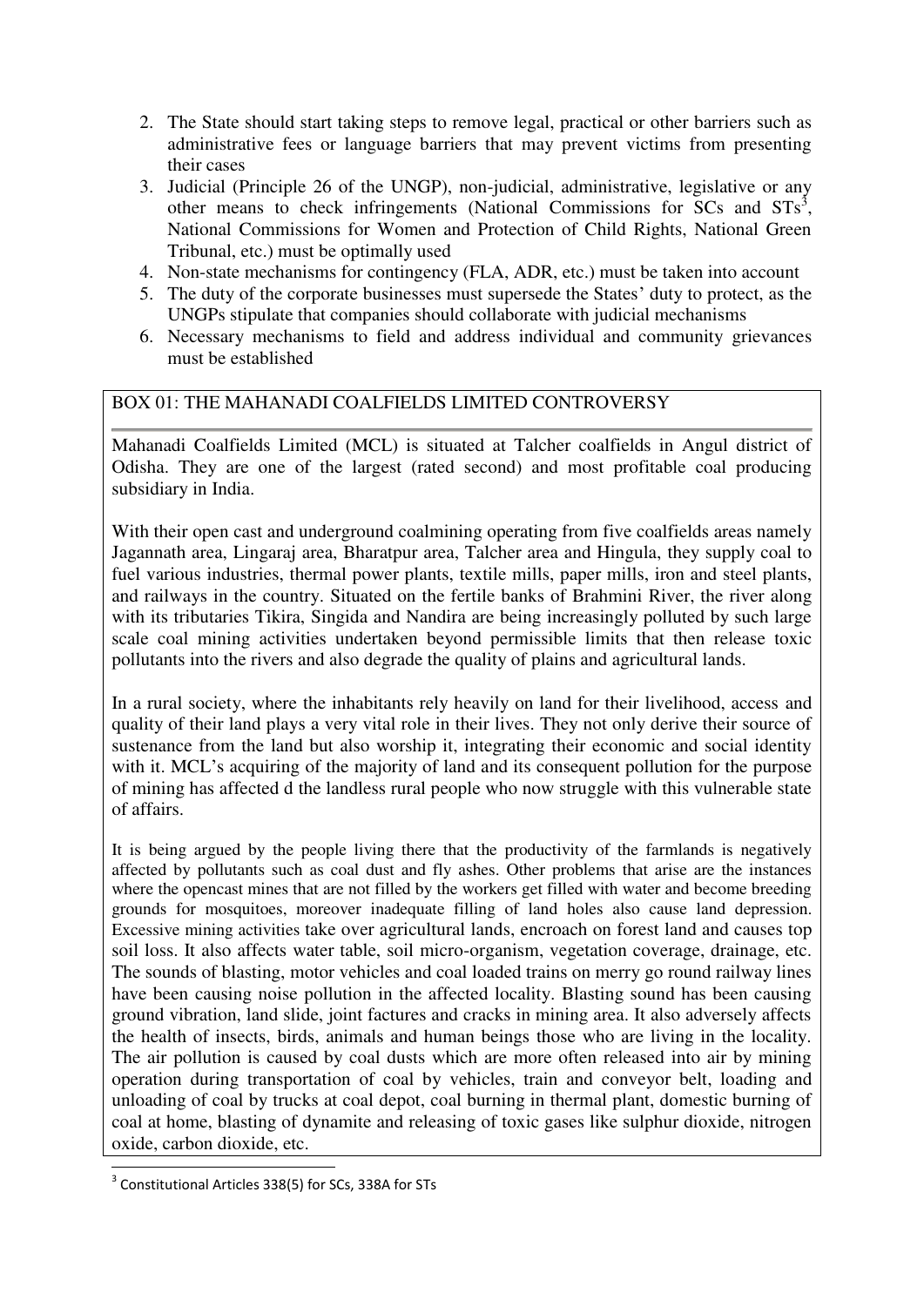2. The State should start taking steps to remove legal, practical or other barriers such as administrative fees or language barriers that may prevent victims from presenting their cases
3. Judicial (Principle 26 of the UNGP), non-judicial, administrative, legislative or any other means to check infringements (National Commissions for SCs and STs[3], National Commissions for Women and Protection of Child Rights, National Green Tribunal, etc.) must be optimally used
4. Non-state mechanisms for contingency (FLA, ADR, etc.) must be taken into account
5. The duty of the corporate businesses must supersede the States' duty to protect, as the UNGPs stipulate that companies should collaborate with judicial mechanisms
6. Necessary mechanisms to field and address individual and community grievances must be established

**BOX 01: THE MAHANADI COALFIELDS LIMITED CONTROVERSY**

Mahanadi Coalfields Limited (MCL) is situated at Talcher coalfields in Angul district of Odisha. They are one of the largest (rated second) and most profitable coal producing subsidiary in India.

With their open cast and underground coalmining operating from five coalfields areas namely Jagannath area, Lingaraj area, Bharatpur area, Talcher area and Hingula, they supply coal to fuel various industries, thermal power plants, textile mills, paper mills, iron and steel plants, and railways in the country. Situated on the fertile banks of Brahmini River, the river along with its tributaries Tikira, Singida and Nandira are being increasingly polluted by such large scale coal mining activities undertaken beyond permissible limits that then release toxic pollutants into the rivers and also degrade the quality of plains and agricultural lands.

In a rural society, where the inhabitants rely heavily on land for their livelihood, access and quality of their land plays a very vital role in their lives. They not only derive their source of sustenance from the land but also worship it, integrating their economic and social identity with it. MCL's acquiring of the majority of land and its consequent pollution for the purpose of mining has affected d the landless rural people who now struggle with this vulnerable state of affairs.

It is being argued by the people living there that the productivity of the farmlands is negatively affected by pollutants such as coal dust and fly ashes. Other problems that arise are the instances where the opencast mines that are not filled by the workers get filled with water and become breeding grounds for mosquitoes, moreover inadequate filling of land holes also cause land depression. Excessive mining activities take over agricultural lands, encroach on forest land and causes top soil loss. It also affects water table, soil micro-organism, vegetation coverage, drainage, etc. The sounds of blasting, motor vehicles and coal loaded trains on merry go round railway lines have been causing noise pollution in the affected locality. Blasting sound has been causing ground vibration, land slide, joint factures and cracks in mining area. It also adversely affects the health of insects, birds, animals and human beings those who are living in the locality. The air pollution is caused by coal dusts which are more often released into air by mining operation during transportation of coal by vehicles, train and conveyor belt, loading and unloading of coal by trucks at coal depot, coal burning in thermal plant, domestic burning of coal at home, blasting of dynamite and releasing of toxic gases like sulphur dioxide, nitrogen oxide, carbon dioxide, etc.

[3] Constitutional Articles 338(5) for SCs, 338A for STs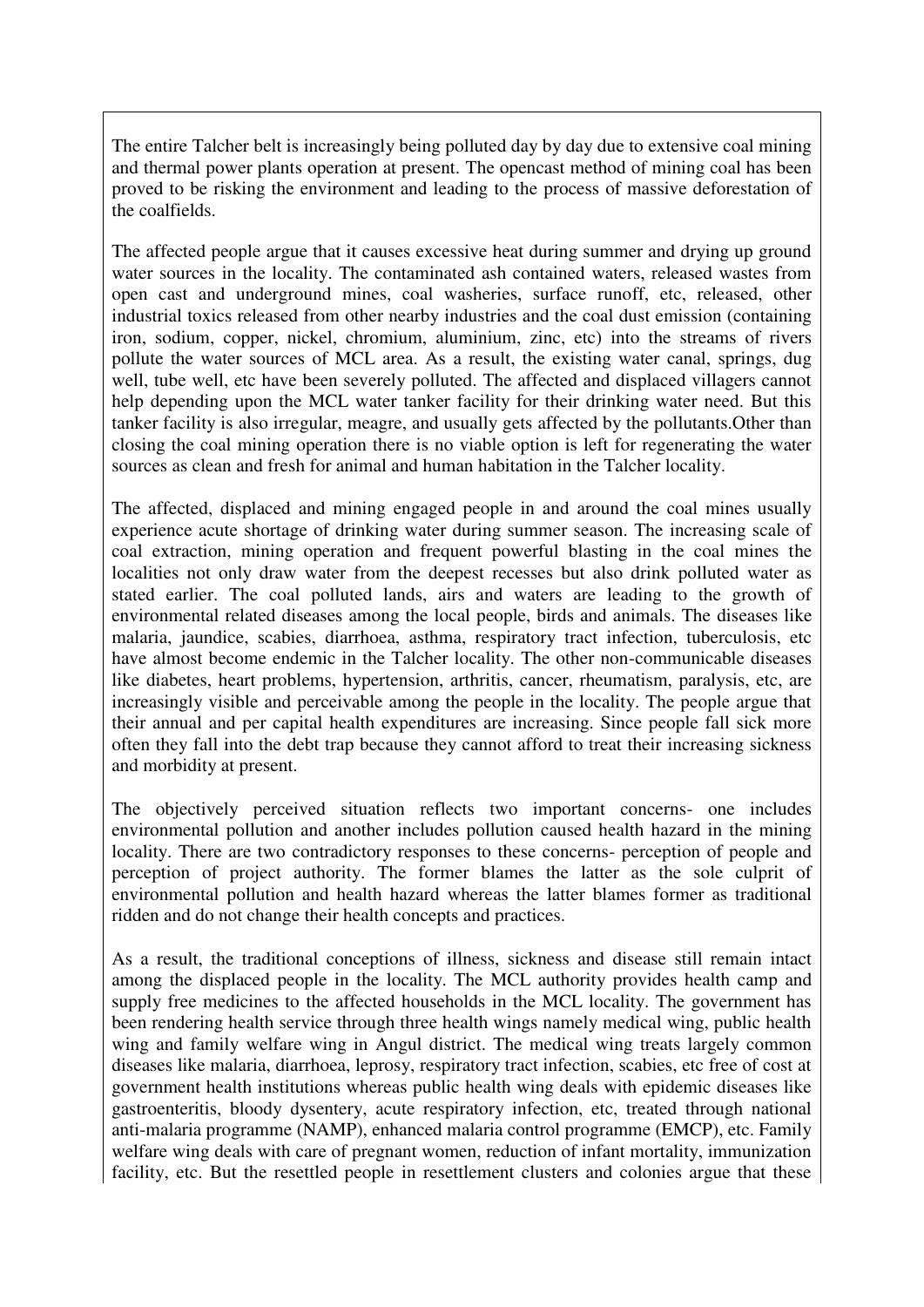The entire Talcher belt is increasingly being polluted day by day due to extensive coal mining and thermal power plants operation at present. The opencast method of mining coal has been proved to be risking the environment and leading to the process of massive deforestation of the coalfields.

The affected people argue that it causes excessive heat during summer and drying up ground water sources in the locality. The contaminated ash contained waters, released wastes from open cast and underground mines, coal washeries, surface runoff, etc, released, other industrial toxics released from other nearby industries and the coal dust emission (containing iron, sodium, copper, nickel, chromium, aluminium, zinc, etc) into the streams of rivers pollute the water sources of MCL area. As a result, the existing water canal, springs, dug well, tube well, etc have been severely polluted. The affected and displaced villagers cannot help depending upon the MCL water tanker facility for their drinking water need. But this tanker facility is also irregular, meagre, and usually gets affected by the pollutants.Other than closing the coal mining operation there is no viable option is left for regenerating the water sources as clean and fresh for animal and human habitation in the Talcher locality.

The affected, displaced and mining engaged people in and around the coal mines usually experience acute shortage of drinking water during summer season. The increasing scale of coal extraction, mining operation and frequent powerful blasting in the coal mines the localities not only draw water from the deepest recesses but also drink polluted water as stated earlier. The coal polluted lands, airs and waters are leading to the growth of environmental related diseases among the local people, birds and animals. The diseases like malaria, jaundice, scabies, diarrhoea, asthma, respiratory tract infection, tuberculosis, etc have almost become endemic in the Talcher locality. The other non-communicable diseases like diabetes, heart problems, hypertension, arthritis, cancer, rheumatism, paralysis, etc, are increasingly visible and perceivable among the people in the locality. The people argue that their annual and per capital health expenditures are increasing. Since people fall sick more often they fall into the debt trap because they cannot afford to treat their increasing sickness and morbidity at present.

The objectively perceived situation reflects two important concerns- one includes environmental pollution and another includes pollution caused health hazard in the mining locality. There are two contradictory responses to these concerns- perception of people and perception of project authority. The former blames the latter as the sole culprit of environmental pollution and health hazard whereas the latter blames former as traditional ridden and do not change their health concepts and practices.

As a result, the traditional conceptions of illness, sickness and disease still remain intact among the displaced people in the locality. The MCL authority provides health camp and supply free medicines to the affected households in the MCL locality. The government has been rendering health service through three health wings namely medical wing, public health wing and family welfare wing in Angul district. The medical wing treats largely common diseases like malaria, diarrhoea, leprosy, respiratory tract infection, scabies, etc free of cost at government health institutions whereas public health wing deals with epidemic diseases like gastroenteritis, bloody dysentery, acute respiratory infection, etc, treated through national anti-malaria programme (NAMP), enhanced malaria control programme (EMCP), etc. Family welfare wing deals with care of pregnant women, reduction of infant mortality, immunization facility, etc. But the resettled people in resettlement clusters and colonies argue that these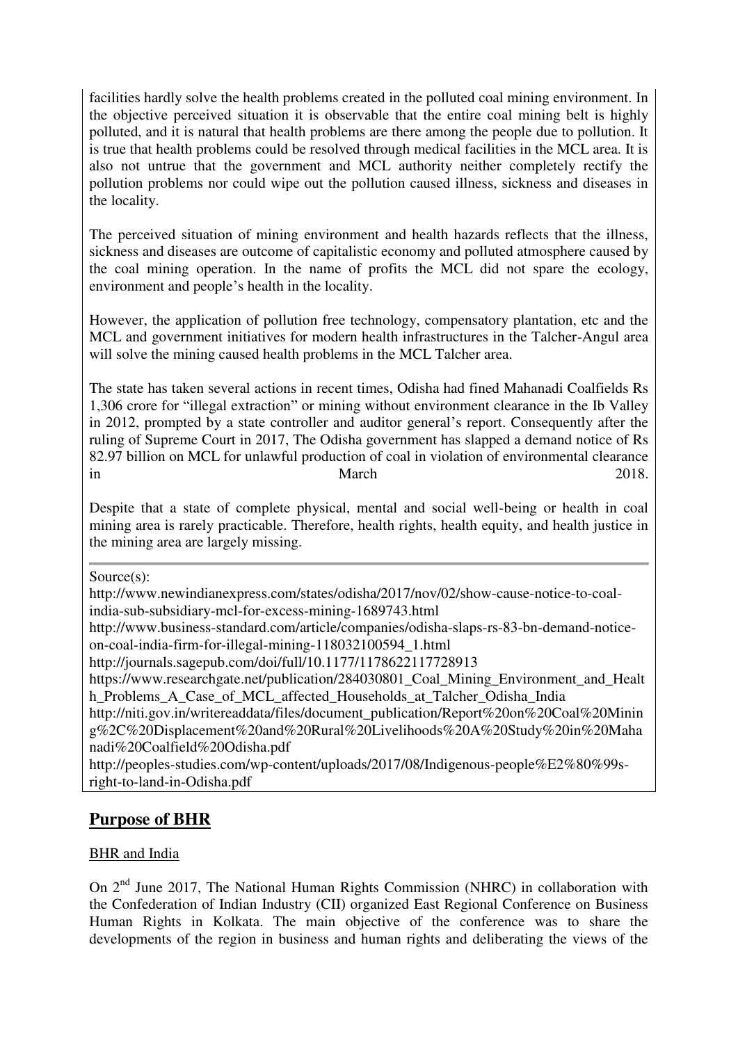facilities hardly solve the health problems created in the polluted coal mining environment. In the objective perceived situation it is observable that the entire coal mining belt is highly polluted, and it is natural that health problems are there among the people due to pollution. It is true that health problems could be resolved through medical facilities in the MCL area. It is also not untrue that the government and MCL authority neither completely rectify the pollution problems nor could wipe out the pollution caused illness, sickness and diseases in the locality.

The perceived situation of mining environment and health hazards reflects that the illness, sickness and diseases are outcome of capitalistic economy and polluted atmosphere caused by the coal mining operation. In the name of profits the MCL did not spare the ecology, environment and people's health in the locality.

However, the application of pollution free technology, compensatory plantation, etc and the MCL and government initiatives for modern health infrastructures in the Talcher-Angul area will solve the mining caused health problems in the MCL Talcher area.

The state has taken several actions in recent times, Odisha had fined Mahanadi Coalfields Rs 1,306 crore for "illegal extraction" or mining without environment clearance in the Ib Valley in 2012, prompted by a state controller and auditor general's report. Consequently after the ruling of Supreme Court in 2017, The Odisha government has slapped a demand notice of Rs 82.97 billion on MCL for unlawful production of coal in violation of environmental clearance in March 2018.

Despite that a state of complete physical, mental and social well-being or health in coal mining area is rarely practicable. Therefore, health rights, health equity, and health justice in the mining area are largely missing.

Source(s):
http://www.newindianexpress.com/states/odisha/2017/nov/02/show-cause-notice-to-coal-india-sub-subsidiary-mcl-for-excess-mining-1689743.html
http://www.business-standard.com/article/companies/odisha-slaps-rs-83-bn-demand-notice-on-coal-india-firm-for-illegal-mining-118032100594_1.html
http://journals.sagepub.com/doi/full/10.1177/1178622117728913
https://www.researchgate.net/publication/284030801_Coal_Mining_Environment_and_Health_Problems_A_Case_of_MCL_affected_Households_at_Talcher_Odisha_India
http://niti.gov.in/writereaddata/files/document_publication/Report%20on%20Coal%20Mining%2C%20Displacement%20and%20Rural%20Livelihoods%20A%20Study%20in%20Mahanadi%20Coalfield%20Odisha.pdf
http://peoples-studies.com/wp-content/uploads/2017/08/Indigenous-people%E2%80%99s-right-to-land-in-Odisha.pdf

## Purpose of BHR

BHR and India

On 2nd June 2017, The National Human Rights Commission (NHRC) in collaboration with the Confederation of Indian Industry (CII) organized East Regional Conference on Business Human Rights in Kolkata. The main objective of the conference was to share the developments of the region in business and human rights and deliberating the views of the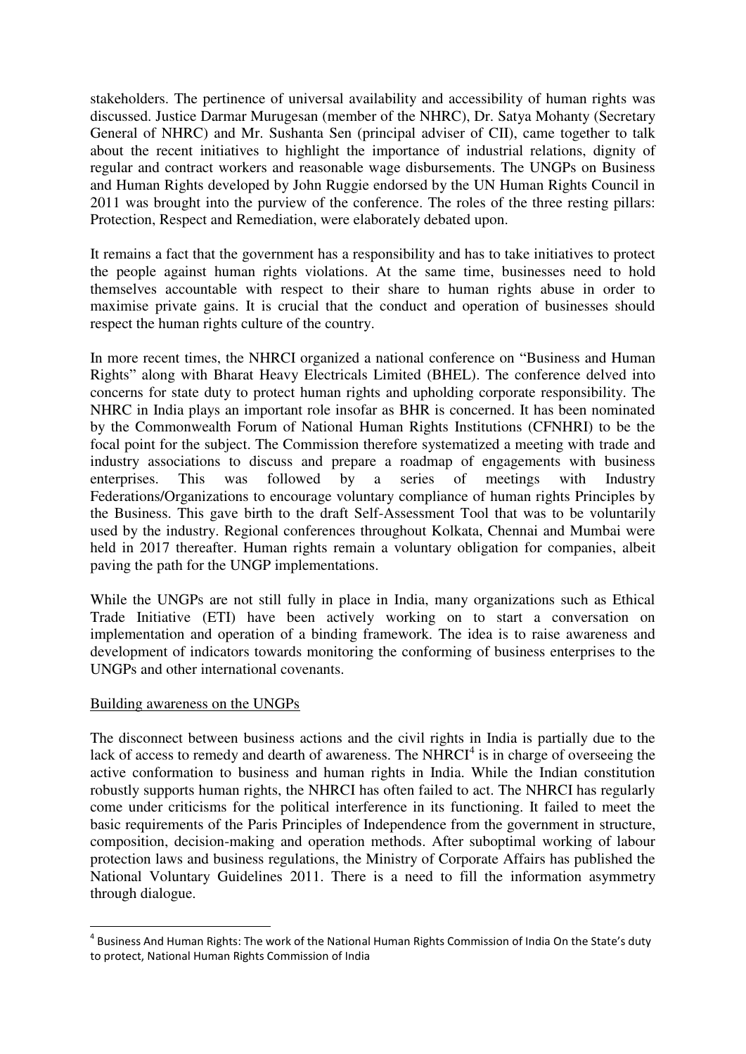stakeholders. The pertinence of universal availability and accessibility of human rights was discussed. Justice Darmar Murugesan (member of the NHRC), Dr. Satya Mohanty (Secretary General of NHRC) and Mr. Sushanta Sen (principal adviser of CII), came together to talk about the recent initiatives to highlight the importance of industrial relations, dignity of regular and contract workers and reasonable wage disbursements. The UNGPs on Business and Human Rights developed by John Ruggie endorsed by the UN Human Rights Council in 2011 was brought into the purview of the conference. The roles of the three resting pillars: Protection, Respect and Remediation, were elaborately debated upon.

It remains a fact that the government has a responsibility and has to take initiatives to protect the people against human rights violations. At the same time, businesses need to hold themselves accountable with respect to their share to human rights abuse in order to maximise private gains. It is crucial that the conduct and operation of businesses should respect the human rights culture of the country.

In more recent times, the NHRCI organized a national conference on "Business and Human Rights" along with Bharat Heavy Electricals Limited (BHEL). The conference delved into concerns for state duty to protect human rights and upholding corporate responsibility. The NHRC in India plays an important role insofar as BHR is concerned. It has been nominated by the Commonwealth Forum of National Human Rights Institutions (CFNHRI) to be the focal point for the subject. The Commission therefore systematized a meeting with trade and industry associations to discuss and prepare a roadmap of engagements with business enterprises. This was followed by a series of meetings with Industry Federations/Organizations to encourage voluntary compliance of human rights Principles by the Business. This gave birth to the draft Self-Assessment Tool that was to be voluntarily used by the industry. Regional conferences throughout Kolkata, Chennai and Mumbai were held in 2017 thereafter. Human rights remain a voluntary obligation for companies, albeit paving the path for the UNGP implementations.

While the UNGPs are not still fully in place in India, many organizations such as Ethical Trade Initiative (ETI) have been actively working on to start a conversation on implementation and operation of a binding framework. The idea is to raise awareness and development of indicators towards monitoring the conforming of business enterprises to the UNGPs and other international covenants.

Building awareness on the UNGPs

The disconnect between business actions and the civil rights in India is partially due to the lack of access to remedy and dearth of awareness. The NHRCI[4] is in charge of overseeing the active conformation to business and human rights in India. While the Indian constitution robustly supports human rights, the NHRCI has often failed to act. The NHRCI has regularly come under criticisms for the political interference in its functioning. It failed to meet the basic requirements of the Paris Principles of Independence from the government in structure, composition, decision-making and operation methods. After suboptimal working of labour protection laws and business regulations, the Ministry of Corporate Affairs has published the National Voluntary Guidelines 2011. There is a need to fill the information asymmetry through dialogue.

[4] Business And Human Rights: The work of the National Human Rights Commission of India On the State's duty to protect, National Human Rights Commission of India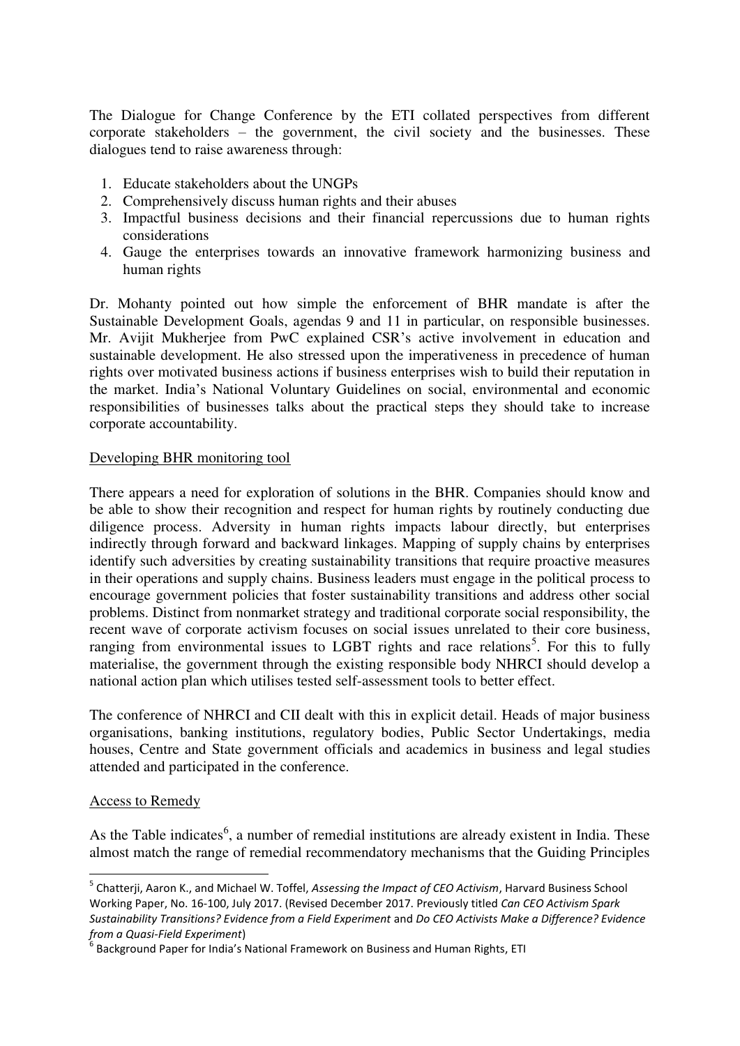The Dialogue for Change Conference by the ETI collated perspectives from different corporate stakeholders – the government, the civil society and the businesses. These dialogues tend to raise awareness through:

1. Educate stakeholders about the UNGPs
2. Comprehensively discuss human rights and their abuses
3. Impactful business decisions and their financial repercussions due to human rights considerations
4. Gauge the enterprises towards an innovative framework harmonizing business and human rights

Dr. Mohanty pointed out how simple the enforcement of BHR mandate is after the Sustainable Development Goals, agendas 9 and 11 in particular, on responsible businesses. Mr. Avijit Mukherjee from PwC explained CSR's active involvement in education and sustainable development. He also stressed upon the imperativeness in precedence of human rights over motivated business actions if business enterprises wish to build their reputation in the market. India's National Voluntary Guidelines on social, environmental and economic responsibilities of businesses talks about the practical steps they should take to increase corporate accountability.

Developing BHR monitoring tool

There appears a need for exploration of solutions in the BHR. Companies should know and be able to show their recognition and respect for human rights by routinely conducting due diligence process. Adversity in human rights impacts labour directly, but enterprises indirectly through forward and backward linkages. Mapping of supply chains by enterprises identify such adversities by creating sustainability transitions that require proactive measures in their operations and supply chains. Business leaders must engage in the political process to encourage government policies that foster sustainability transitions and address other social problems. Distinct from nonmarket strategy and traditional corporate social responsibility, the recent wave of corporate activism focuses on social issues unrelated to their core business, ranging from environmental issues to LGBT rights and race relations[5]. For this to fully materialise, the government through the existing responsible body NHRCI should develop a national action plan which utilises tested self-assessment tools to better effect.

The conference of NHRCI and CII dealt with this in explicit detail. Heads of major business organisations, banking institutions, regulatory bodies, Public Sector Undertakings, media houses, Centre and State government officials and academics in business and legal studies attended and participated in the conference.

Access to Remedy

As the Table indicates[6], a number of remedial institutions are already existent in India. These almost match the range of remedial recommendatory mechanisms that the Guiding Principles

[5] Chatterji, Aaron K., and Michael W. Toffel, *Assessing the Impact of CEO Activism*, Harvard Business School Working Paper, No. 16-100, July 2017. (Revised December 2017. Previously titled *Can CEO Activism Spark Sustainability Transitions? Evidence from a Field Experiment* and *Do CEO Activists Make a Difference? Evidence from a Quasi-Field Experiment*)

[6] Background Paper for India's National Framework on Business and Human Rights, ETI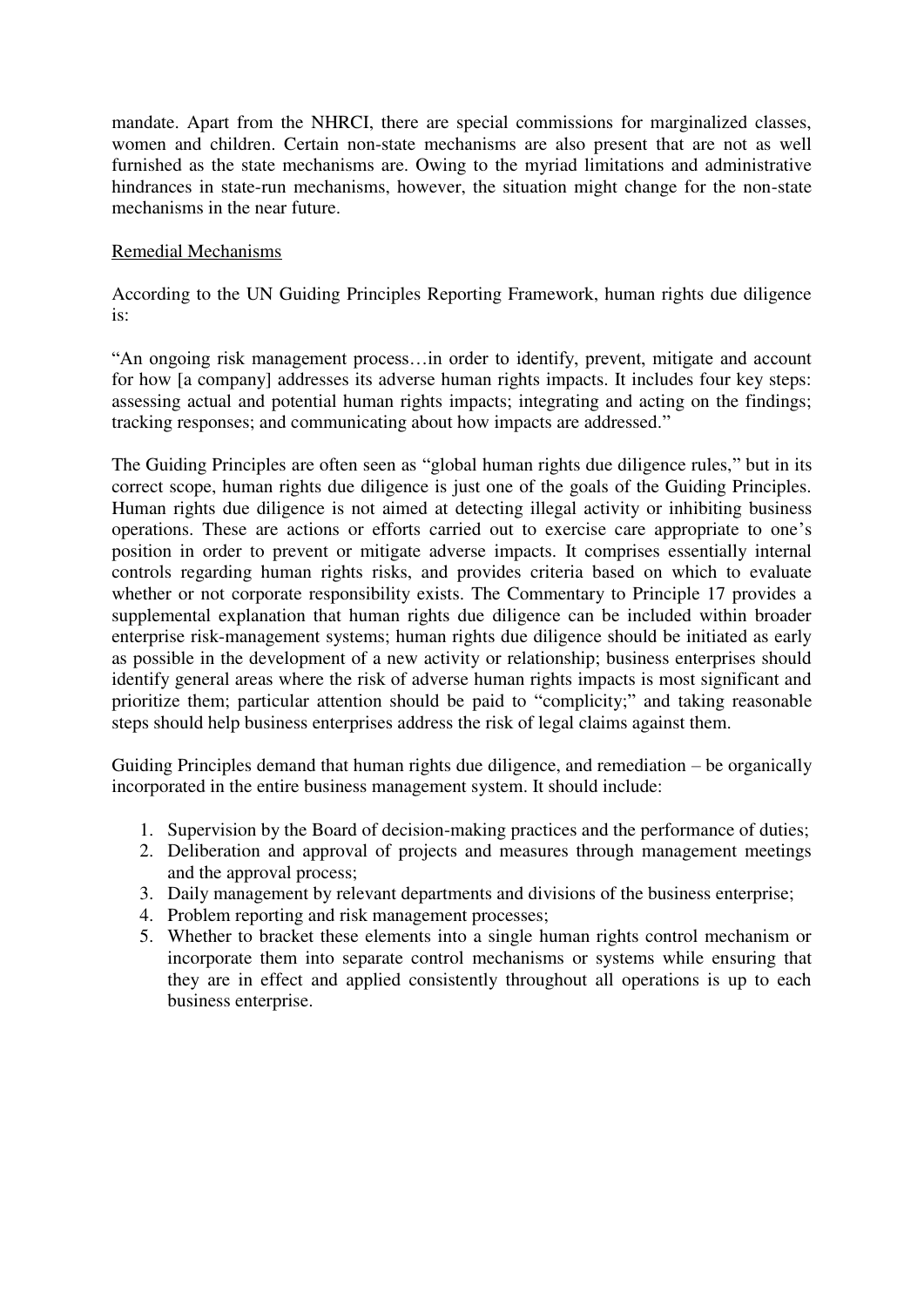mandate. Apart from the NHRCI, there are special commissions for marginalized classes, women and children. Certain non-state mechanisms are also present that are not as well furnished as the state mechanisms are. Owing to the myriad limitations and administrative hindrances in state-run mechanisms, however, the situation might change for the non-state mechanisms in the near future.

## Remedial Mechanisms

According to the UN Guiding Principles Reporting Framework, human rights due diligence is:

"An ongoing risk management process…in order to identify, prevent, mitigate and account for how [a company] addresses its adverse human rights impacts. It includes four key steps: assessing actual and potential human rights impacts; integrating and acting on the findings; tracking responses; and communicating about how impacts are addressed."

The Guiding Principles are often seen as "global human rights due diligence rules," but in its correct scope, human rights due diligence is just one of the goals of the Guiding Principles. Human rights due diligence is not aimed at detecting illegal activity or inhibiting business operations. These are actions or efforts carried out to exercise care appropriate to one's position in order to prevent or mitigate adverse impacts. It comprises essentially internal controls regarding human rights risks, and provides criteria based on which to evaluate whether or not corporate responsibility exists. The Commentary to Principle 17 provides a supplemental explanation that human rights due diligence can be included within broader enterprise risk-management systems; human rights due diligence should be initiated as early as possible in the development of a new activity or relationship; business enterprises should identify general areas where the risk of adverse human rights impacts is most significant and prioritize them; particular attention should be paid to "complicity;" and taking reasonable steps should help business enterprises address the risk of legal claims against them.

Guiding Principles demand that human rights due diligence, and remediation – be organically incorporated in the entire business management system. It should include:

1. Supervision by the Board of decision-making practices and the performance of duties;
2. Deliberation and approval of projects and measures through management meetings and the approval process;
3. Daily management by relevant departments and divisions of the business enterprise;
4. Problem reporting and risk management processes;
5. Whether to bracket these elements into a single human rights control mechanism or incorporate them into separate control mechanisms or systems while ensuring that they are in effect and applied consistently throughout all operations is up to each business enterprise.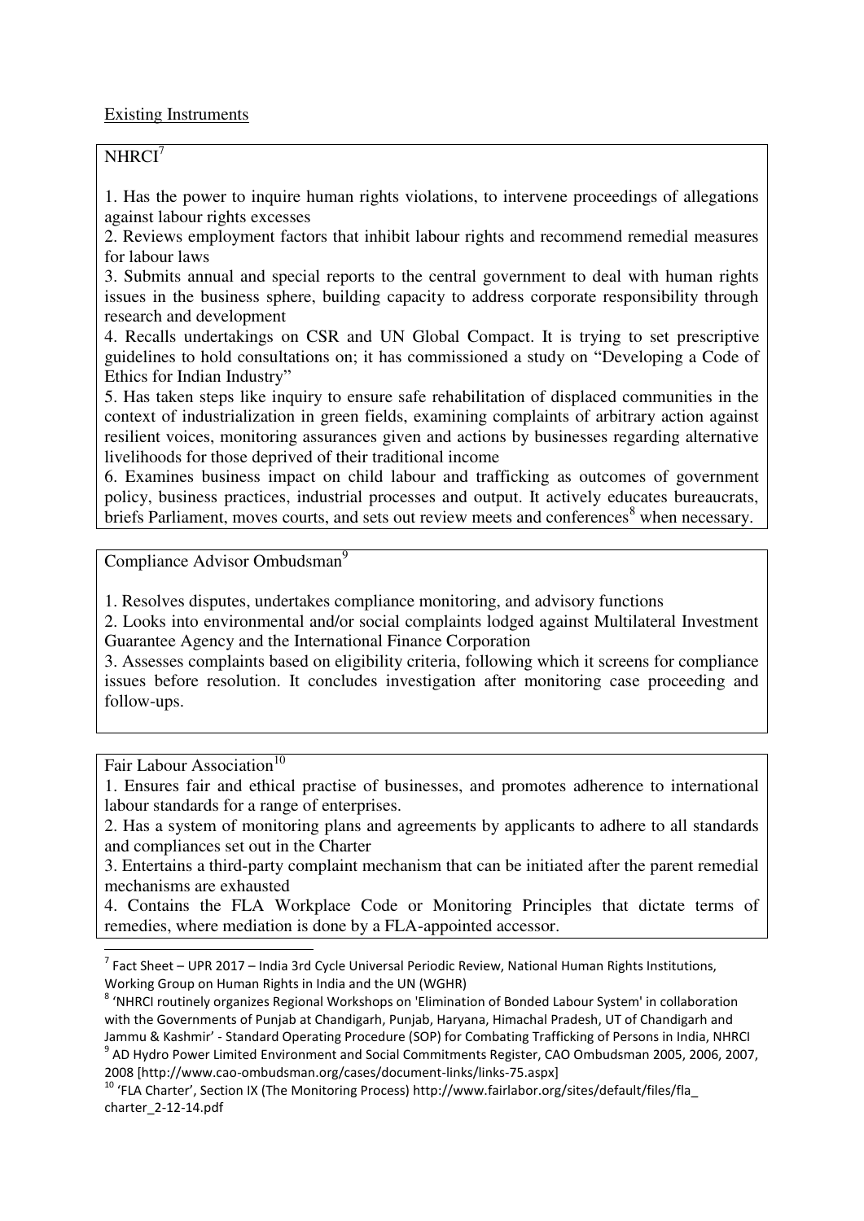Existing Instruments

**NHRCI**[7]

1. Has the power to inquire human rights violations, to intervene proceedings of allegations against labour rights excesses
2. Reviews employment factors that inhibit labour rights and recommend remedial measures for labour laws
3. Submits annual and special reports to the central government to deal with human rights issues in the business sphere, building capacity to address corporate responsibility through research and development
4. Recalls undertakings on CSR and UN Global Compact. It is trying to set prescriptive guidelines to hold consultations on; it has commissioned a study on "Developing a Code of Ethics for Indian Industry"
5. Has taken steps like inquiry to ensure safe rehabilitation of displaced communities in the context of industrialization in green fields, examining complaints of arbitrary action against resilient voices, monitoring assurances given and actions by businesses regarding alternative livelihoods for those deprived of their traditional income
6. Examines business impact on child labour and trafficking as outcomes of government policy, business practices, industrial processes and output. It actively educates bureaucrats, briefs Parliament, moves courts, and sets out review meets and conferences[8] when necessary.

**Compliance Advisor Ombudsman**[9]

1. Resolves disputes, undertakes compliance monitoring, and advisory functions
2. Looks into environmental and/or social complaints lodged against Multilateral Investment Guarantee Agency and the International Finance Corporation
3. Assesses complaints based on eligibility criteria, following which it screens for compliance issues before resolution. It concludes investigation after monitoring case proceeding and follow-ups.

**Fair Labour Association**[10]

1. Ensures fair and ethical practise of businesses, and promotes adherence to international labour standards for a range of enterprises.
2. Has a system of monitoring plans and agreements by applicants to adhere to all standards and compliances set out in the Charter
3. Entertains a third-party complaint mechanism that can be initiated after the parent remedial mechanisms are exhausted
4. Contains the FLA Workplace Code or Monitoring Principles that dictate terms of remedies, where mediation is done by a FLA-appointed accessor.

---

[7] Fact Sheet – UPR 2017 – India 3rd Cycle Universal Periodic Review, National Human Rights Institutions, Working Group on Human Rights in India and the UN (WGHR)

[8] 'NHRCI routinely organizes Regional Workshops on 'Elimination of Bonded Labour System' in collaboration with the Governments of Punjab at Chandigarh, Punjab, Haryana, Himachal Pradesh, UT of Chandigarh and Jammu & Kashmir' - Standard Operating Procedure (SOP) for Combating Trafficking of Persons in India, NHRCI

[9] AD Hydro Power Limited Environment and Social Commitments Register, CAO Ombudsman 2005, 2006, 2007, 2008 [http://www.cao-ombudsman.org/cases/document-links/links-75.aspx]

[10] 'FLA Charter', Section IX (The Monitoring Process) http://www.fairlabor.org/sites/default/files/fla_charter_2-12-14.pdf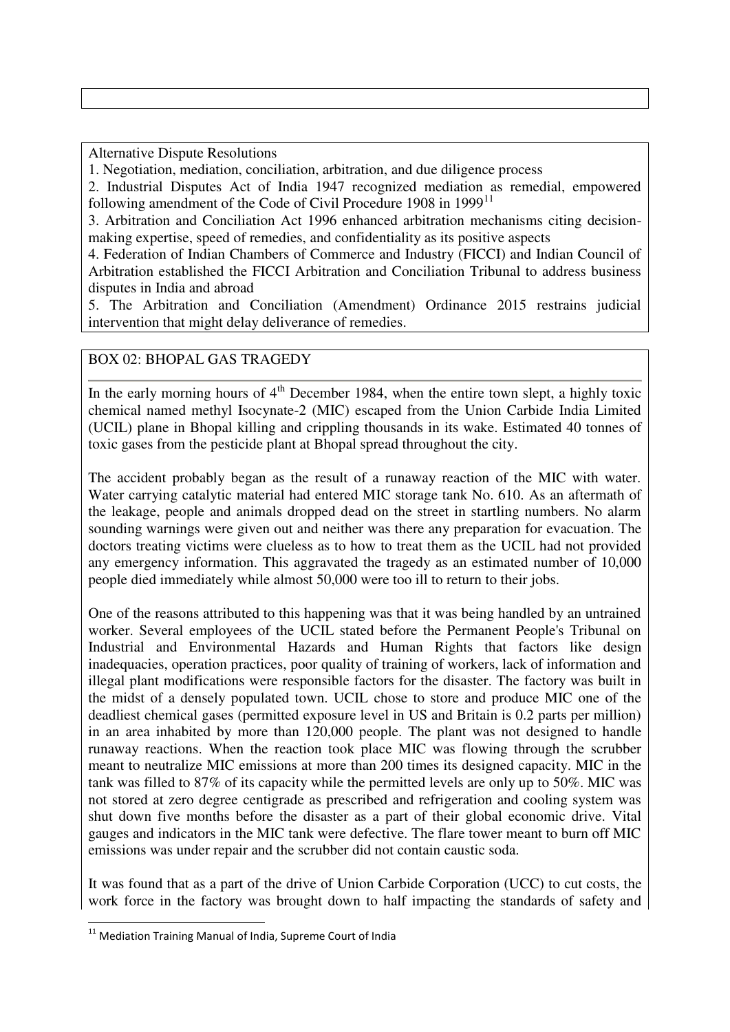Alternative Dispute Resolutions

1. Negotiation, mediation, conciliation, arbitration, and due diligence process
2. Industrial Disputes Act of India 1947 recognized mediation as remedial, empowered following amendment of the Code of Civil Procedure 1908 in 1999[11]
3. Arbitration and Conciliation Act 1996 enhanced arbitration mechanisms citing decision-making expertise, speed of remedies, and confidentiality as its positive aspects
4. Federation of Indian Chambers of Commerce and Industry (FICCI) and Indian Council of Arbitration established the FICCI Arbitration and Conciliation Tribunal to address business disputes in India and abroad
5. The Arbitration and Conciliation (Amendment) Ordinance 2015 restrains judicial intervention that might delay deliverance of remedies.

BOX 02: BHOPAL GAS TRAGEDY

In the early morning hours of 4th December 1984, when the entire town slept, a highly toxic chemical named methyl Isocynate-2 (MIC) escaped from the Union Carbide India Limited (UCIL) plane in Bhopal killing and crippling thousands in its wake. Estimated 40 tonnes of toxic gases from the pesticide plant at Bhopal spread throughout the city.

The accident probably began as the result of a runaway reaction of the MIC with water. Water carrying catalytic material had entered MIC storage tank No. 610. As an aftermath of the leakage, people and animals dropped dead on the street in startling numbers. No alarm sounding warnings were given out and neither was there any preparation for evacuation. The doctors treating victims were clueless as to how to treat them as the UCIL had not provided any emergency information. This aggravated the tragedy as an estimated number of 10,000 people died immediately while almost 50,000 were too ill to return to their jobs.

One of the reasons attributed to this happening was that it was being handled by an untrained worker. Several employees of the UCIL stated before the Permanent People's Tribunal on Industrial and Environmental Hazards and Human Rights that factors like design inadequacies, operation practices, poor quality of training of workers, lack of information and illegal plant modifications were responsible factors for the disaster. The factory was built in the midst of a densely populated town. UCIL chose to store and produce MIC one of the deadliest chemical gases (permitted exposure level in US and Britain is 0.2 parts per million) in an area inhabited by more than 120,000 people. The plant was not designed to handle runaway reactions. When the reaction took place MIC was flowing through the scrubber meant to neutralize MIC emissions at more than 200 times its designed capacity. MIC in the tank was filled to 87% of its capacity while the permitted levels are only up to 50%. MIC was not stored at zero degree centigrade as prescribed and refrigeration and cooling system was shut down five months before the disaster as a part of their global economic drive. Vital gauges and indicators in the MIC tank were defective. The flare tower meant to burn off MIC emissions was under repair and the scrubber did not contain caustic soda.

It was found that as a part of the drive of Union Carbide Corporation (UCC) to cut costs, the work force in the factory was brought down to half impacting the standards of safety and

[11] Mediation Training Manual of India, Supreme Court of India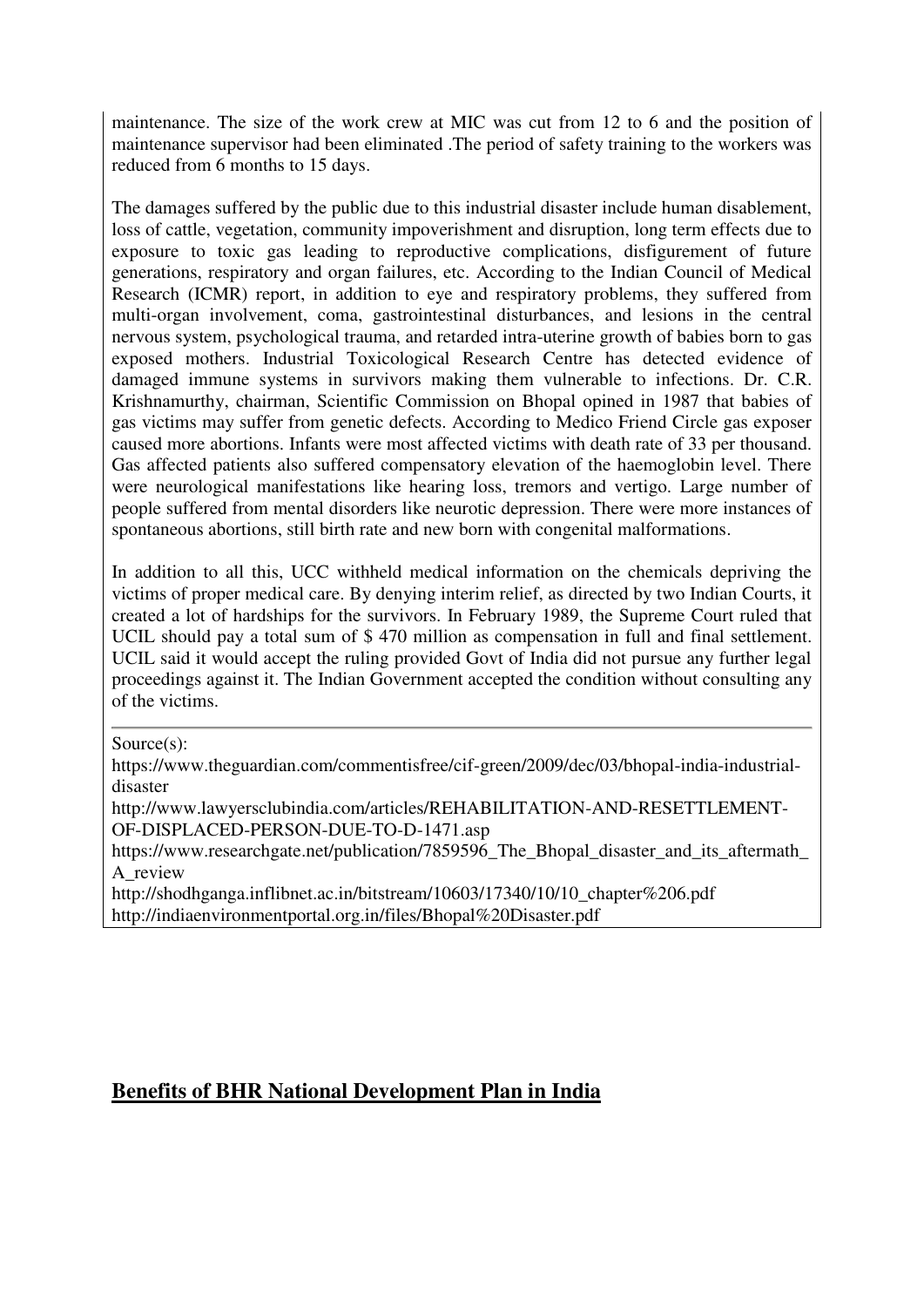maintenance. The size of the work crew at MIC was cut from 12 to 6 and the position of maintenance supervisor had been eliminated .The period of safety training to the workers was reduced from 6 months to 15 days.

The damages suffered by the public due to this industrial disaster include human disablement, loss of cattle, vegetation, community impoverishment and disruption, long term effects due to exposure to toxic gas leading to reproductive complications, disfigurement of future generations, respiratory and organ failures, etc. According to the Indian Council of Medical Research (ICMR) report, in addition to eye and respiratory problems, they suffered from multi-organ involvement, coma, gastrointestinal disturbances, and lesions in the central nervous system, psychological trauma, and retarded intra-uterine growth of babies born to gas exposed mothers. Industrial Toxicological Research Centre has detected evidence of damaged immune systems in survivors making them vulnerable to infections. Dr. C.R. Krishnamurthy, chairman, Scientific Commission on Bhopal opined in 1987 that babies of gas victims may suffer from genetic defects. According to Medico Friend Circle gas exposer caused more abortions. Infants were most affected victims with death rate of 33 per thousand. Gas affected patients also suffered compensatory elevation of the haemoglobin level. There were neurological manifestations like hearing loss, tremors and vertigo. Large number of people suffered from mental disorders like neurotic depression. There were more instances of spontaneous abortions, still birth rate and new born with congenital malformations.

In addition to all this, UCC withheld medical information on the chemicals depriving the victims of proper medical care. By denying interim relief, as directed by two Indian Courts, it created a lot of hardships for the survivors. In February 1989, the Supreme Court ruled that UCIL should pay a total sum of $ 470 million as compensation in full and final settlement. UCIL said it would accept the ruling provided Govt of India did not pursue any further legal proceedings against it. The Indian Government accepted the condition without consulting any of the victims.

---

Source(s):

https://www.theguardian.com/commentisfree/cif-green/2009/dec/03/bhopal-india-industrial-disaster

http://www.lawyersclubindia.com/articles/REHABILITATION-AND-RESETTLEMENT-OF-DISPLACED-PERSON-DUE-TO-D-1471.asp

https://www.researchgate.net/publication/7859596_The_Bhopal_disaster_and_its_aftermath_A_review

http://shodhganga.inflibnet.ac.in/bitstream/10603/17340/10/10_chapter%206.pdf

http://indiaenvironmentportal.org.in/files/Bhopal%20Disaster.pdf

## Benefits of BHR National Development Plan in India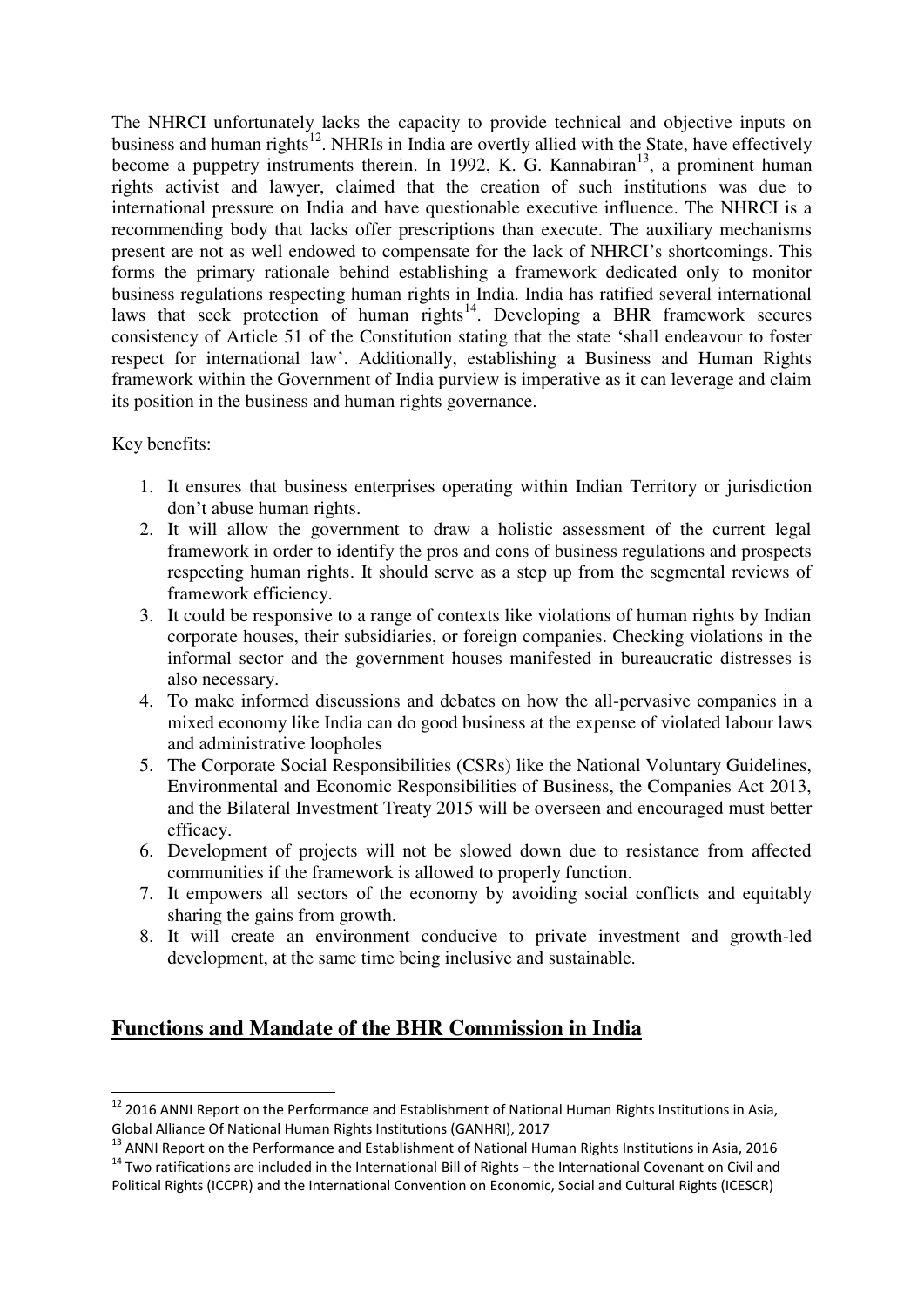The NHRCI unfortunately lacks the capacity to provide technical and objective inputs on business and human rights[12]. NHRIs in India are overtly allied with the State, have effectively become a puppetry instruments therein. In 1992, K. G. Kannabiran[13], a prominent human rights activist and lawyer, claimed that the creation of such institutions was due to international pressure on India and have questionable executive influence. The NHRCI is a recommending body that lacks offer prescriptions than execute. The auxiliary mechanisms present are not as well endowed to compensate for the lack of NHRCI's shortcomings. This forms the primary rationale behind establishing a framework dedicated only to monitor business regulations respecting human rights in India. India has ratified several international laws that seek protection of human rights[14]. Developing a BHR framework secures consistency of Article 51 of the Constitution stating that the state 'shall endeavour to foster respect for international law'. Additionally, establishing a Business and Human Rights framework within the Government of India purview is imperative as it can leverage and claim its position in the business and human rights governance.

Key benefits:

1. It ensures that business enterprises operating within Indian Territory or jurisdiction don't abuse human rights.
2. It will allow the government to draw a holistic assessment of the current legal framework in order to identify the pros and cons of business regulations and prospects respecting human rights. It should serve as a step up from the segmental reviews of framework efficiency.
3. It could be responsive to a range of contexts like violations of human rights by Indian corporate houses, their subsidiaries, or foreign companies. Checking violations in the informal sector and the government houses manifested in bureaucratic distresses is also necessary.
4. To make informed discussions and debates on how the all-pervasive companies in a mixed economy like India can do good business at the expense of violated labour laws and administrative loopholes
5. The Corporate Social Responsibilities (CSRs) like the National Voluntary Guidelines, Environmental and Economic Responsibilities of Business, the Companies Act 2013, and the Bilateral Investment Treaty 2015 will be overseen and encouraged must better efficacy.
6. Development of projects will not be slowed down due to resistance from affected communities if the framework is allowed to properly function.
7. It empowers all sectors of the economy by avoiding social conflicts and equitably sharing the gains from growth.
8. It will create an environment conducive to private investment and growth-led development, at the same time being inclusive and sustainable.

## Functions and Mandate of the BHR Commission in India

---

[12] 2016 ANNI Report on the Performance and Establishment of National Human Rights Institutions in Asia, Global Alliance Of National Human Rights Institutions (GANHRI), 2017

[13] ANNI Report on the Performance and Establishment of National Human Rights Institutions in Asia, 2016

[14] Two ratifications are included in the International Bill of Rights – the International Covenant on Civil and Political Rights (ICCPR) and the International Convention on Economic, Social and Cultural Rights (ICESCR)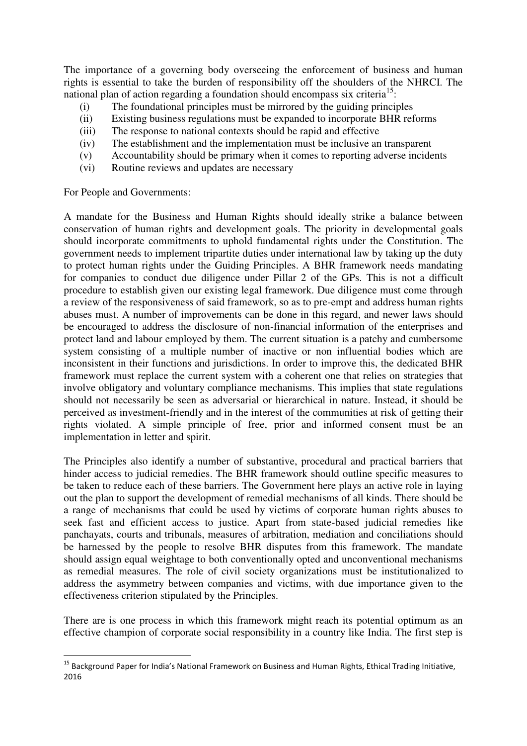The importance of a governing body overseeing the enforcement of business and human rights is essential to take the burden of responsibility off the shoulders of the NHRCI. The national plan of action regarding a foundation should encompass six criteria[15]:

(i) The foundational principles must be mirrored by the guiding principles
(ii) Existing business regulations must be expanded to incorporate BHR reforms
(iii) The response to national contexts should be rapid and effective
(iv) The establishment and the implementation must be inclusive an transparent
(v) Accountability should be primary when it comes to reporting adverse incidents
(vi) Routine reviews and updates are necessary

For People and Governments:

A mandate for the Business and Human Rights should ideally strike a balance between conservation of human rights and development goals. The priority in developmental goals should incorporate commitments to uphold fundamental rights under the Constitution. The government needs to implement tripartite duties under international law by taking up the duty to protect human rights under the Guiding Principles. A BHR framework needs mandating for companies to conduct due diligence under Pillar 2 of the GPs. This is not a difficult procedure to establish given our existing legal framework. Due diligence must come through a review of the responsiveness of said framework, so as to pre-empt and address human rights abuses must. A number of improvements can be done in this regard, and newer laws should be encouraged to address the disclosure of non-financial information of the enterprises and protect land and labour employed by them. The current situation is a patchy and cumbersome system consisting of a multiple number of inactive or non influential bodies which are inconsistent in their functions and jurisdictions. In order to improve this, the dedicated BHR framework must replace the current system with a coherent one that relies on strategies that involve obligatory and voluntary compliance mechanisms. This implies that state regulations should not necessarily be seen as adversarial or hierarchical in nature. Instead, it should be perceived as investment-friendly and in the interest of the communities at risk of getting their rights violated. A simple principle of free, prior and informed consent must be an implementation in letter and spirit.

The Principles also identify a number of substantive, procedural and practical barriers that hinder access to judicial remedies. The BHR framework should outline specific measures to be taken to reduce each of these barriers. The Government here plays an active role in laying out the plan to support the development of remedial mechanisms of all kinds. There should be a range of mechanisms that could be used by victims of corporate human rights abuses to seek fast and efficient access to justice. Apart from state-based judicial remedies like panchayats, courts and tribunals, measures of arbitration, mediation and conciliations should be harnessed by the people to resolve BHR disputes from this framework. The mandate should assign equal weightage to both conventionally opted and unconventional mechanisms as remedial measures. The role of civil society organizations must be institutionalized to address the asymmetry between companies and victims, with due importance given to the effectiveness criterion stipulated by the Principles.

There are is one process in which this framework might reach its potential optimum as an effective champion of corporate social responsibility in a country like India. The first step is

[15] Background Paper for India's National Framework on Business and Human Rights, Ethical Trading Initiative, 2016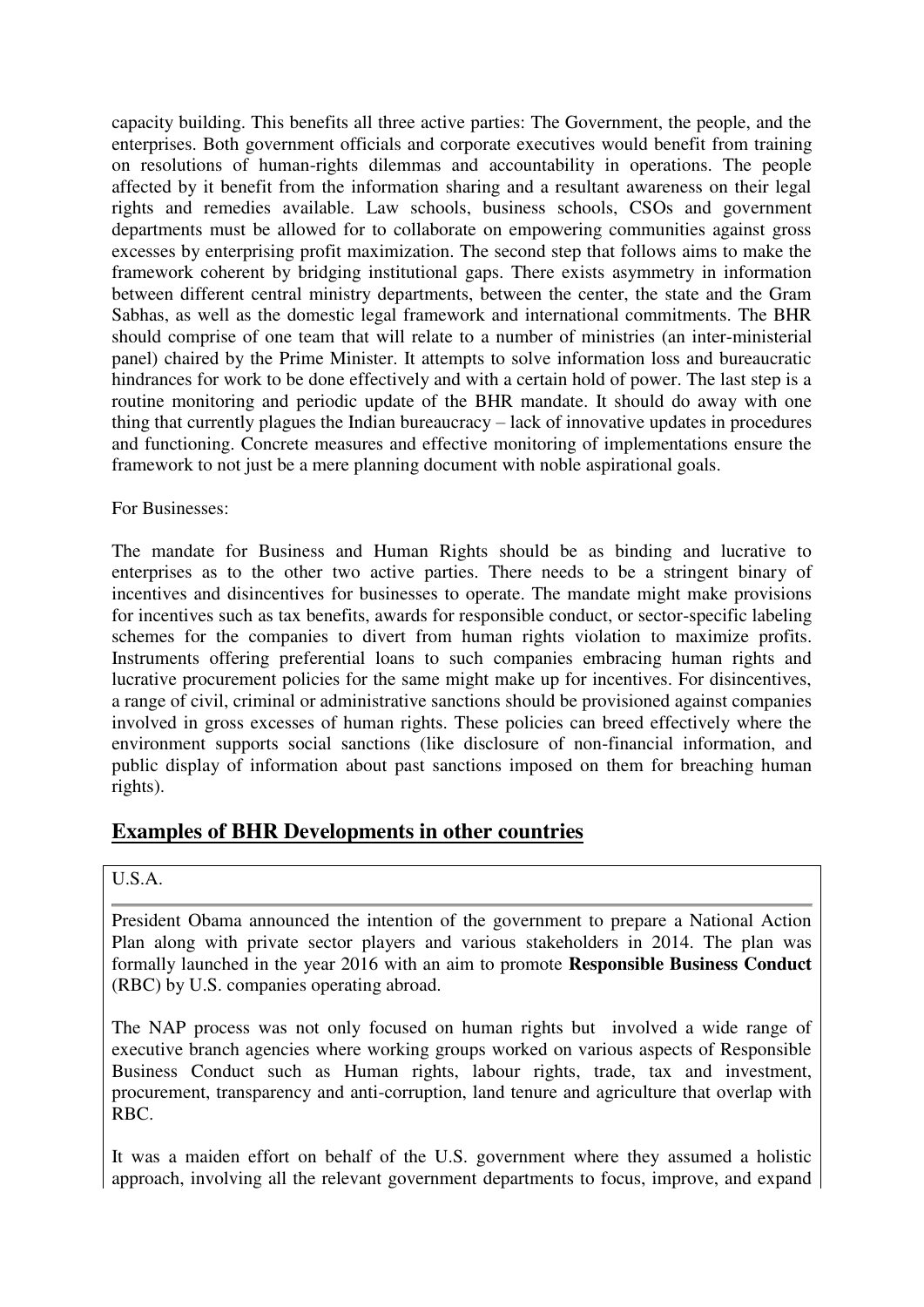capacity building. This benefits all three active parties: The Government, the people, and the enterprises. Both government officials and corporate executives would benefit from training on resolutions of human-rights dilemmas and accountability in operations. The people affected by it benefit from the information sharing and a resultant awareness on their legal rights and remedies available. Law schools, business schools, CSOs and government departments must be allowed for to collaborate on empowering communities against gross excesses by enterprising profit maximization. The second step that follows aims to make the framework coherent by bridging institutional gaps. There exists asymmetry in information between different central ministry departments, between the center, the state and the Gram Sabhas, as well as the domestic legal framework and international commitments. The BHR should comprise of one team that will relate to a number of ministries (an inter-ministerial panel) chaired by the Prime Minister. It attempts to solve information loss and bureaucratic hindrances for work to be done effectively and with a certain hold of power. The last step is a routine monitoring and periodic update of the BHR mandate. It should do away with one thing that currently plagues the Indian bureaucracy – lack of innovative updates in procedures and functioning. Concrete measures and effective monitoring of implementations ensure the framework to not just be a mere planning document with noble aspirational goals.

For Businesses:

The mandate for Business and Human Rights should be as binding and lucrative to enterprises as to the other two active parties. There needs to be a stringent binary of incentives and disincentives for businesses to operate. The mandate might make provisions for incentives such as tax benefits, awards for responsible conduct, or sector-specific labeling schemes for the companies to divert from human rights violation to maximize profits. Instruments offering preferential loans to such companies embracing human rights and lucrative procurement policies for the same might make up for incentives. For disincentives, a range of civil, criminal or administrative sanctions should be provisioned against companies involved in gross excesses of human rights. These policies can breed effectively where the environment supports social sanctions (like disclosure of non-financial information, and public display of information about past sanctions imposed on them for breaching human rights).

## Examples of BHR Developments in other countries

U.S.A.

President Obama announced the intention of the government to prepare a National Action Plan along with private sector players and various stakeholders in 2014. The plan was formally launched in the year 2016 with an aim to promote **Responsible Business Conduct** (RBC) by U.S. companies operating abroad.

The NAP process was not only focused on human rights but involved a wide range of executive branch agencies where working groups worked on various aspects of Responsible Business Conduct such as Human rights, labour rights, trade, tax and investment, procurement, transparency and anti-corruption, land tenure and agriculture that overlap with RBC.

It was a maiden effort on behalf of the U.S. government where they assumed a holistic approach, involving all the relevant government departments to focus, improve, and expand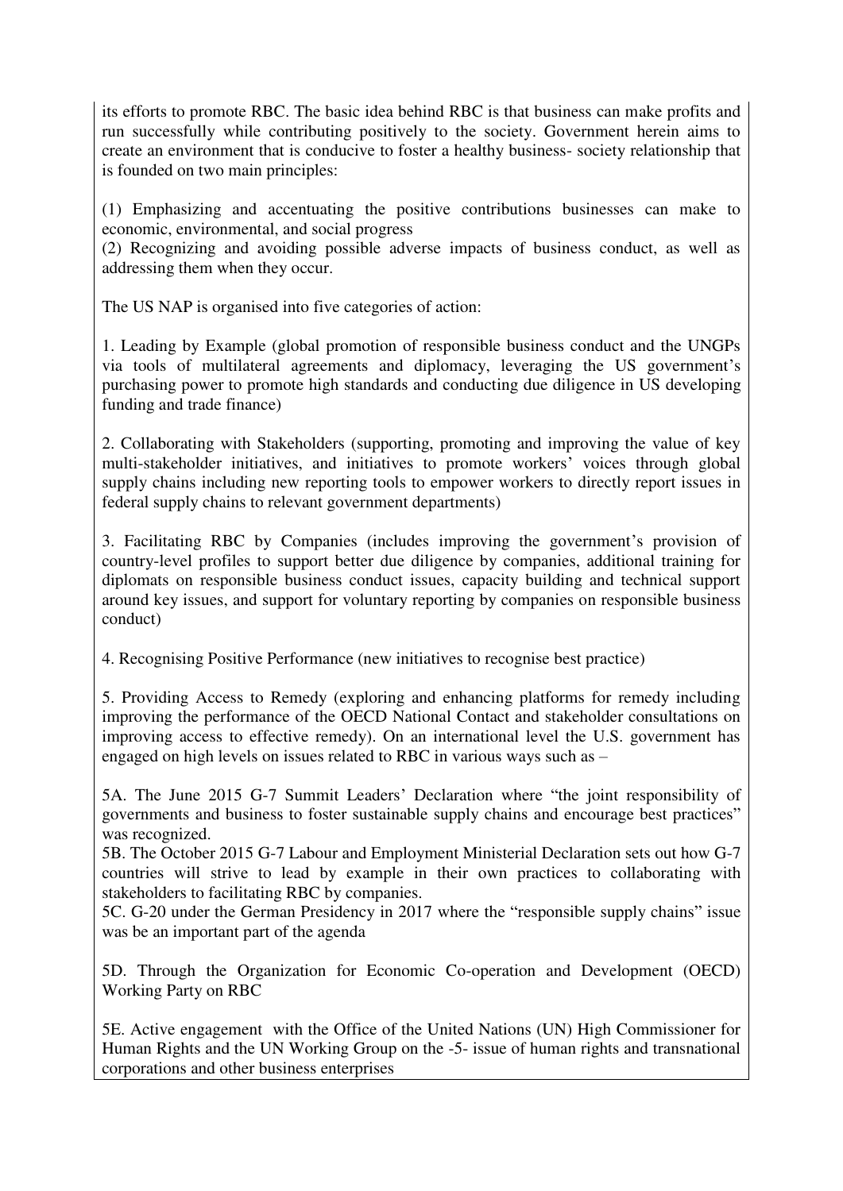its efforts to promote RBC. The basic idea behind RBC is that business can make profits and run successfully while contributing positively to the society. Government herein aims to create an environment that is conducive to foster a healthy business- society relationship that is founded on two main principles:

(1) Emphasizing and accentuating the positive contributions businesses can make to economic, environmental, and social progress
(2) Recognizing and avoiding possible adverse impacts of business conduct, as well as addressing them when they occur.

The US NAP is organised into five categories of action:

1. Leading by Example (global promotion of responsible business conduct and the UNGPs via tools of multilateral agreements and diplomacy, leveraging the US government's purchasing power to promote high standards and conducting due diligence in US developing funding and trade finance)

2. Collaborating with Stakeholders (supporting, promoting and improving the value of key multi-stakeholder initiatives, and initiatives to promote workers' voices through global supply chains including new reporting tools to empower workers to directly report issues in federal supply chains to relevant government departments)

3. Facilitating RBC by Companies (includes improving the government's provision of country-level profiles to support better due diligence by companies, additional training for diplomats on responsible business conduct issues, capacity building and technical support around key issues, and support for voluntary reporting by companies on responsible business conduct)

4. Recognising Positive Performance (new initiatives to recognise best practice)

5. Providing Access to Remedy (exploring and enhancing platforms for remedy including improving the performance of the OECD National Contact and stakeholder consultations on improving access to effective remedy). On an international level the U.S. government has engaged on high levels on issues related to RBC in various ways such as –

5A. The June 2015 G-7 Summit Leaders' Declaration where "the joint responsibility of governments and business to foster sustainable supply chains and encourage best practices" was recognized.
5B. The October 2015 G-7 Labour and Employment Ministerial Declaration sets out how G-7 countries will strive to lead by example in their own practices to collaborating with stakeholders to facilitating RBC by companies.
5C. G-20 under the German Presidency in 2017 where the "responsible supply chains" issue was be an important part of the agenda

5D. Through the Organization for Economic Co-operation and Development (OECD) Working Party on RBC

5E. Active engagement with the Office of the United Nations (UN) High Commissioner for Human Rights and the UN Working Group on the -5- issue of human rights and transnational corporations and other business enterprises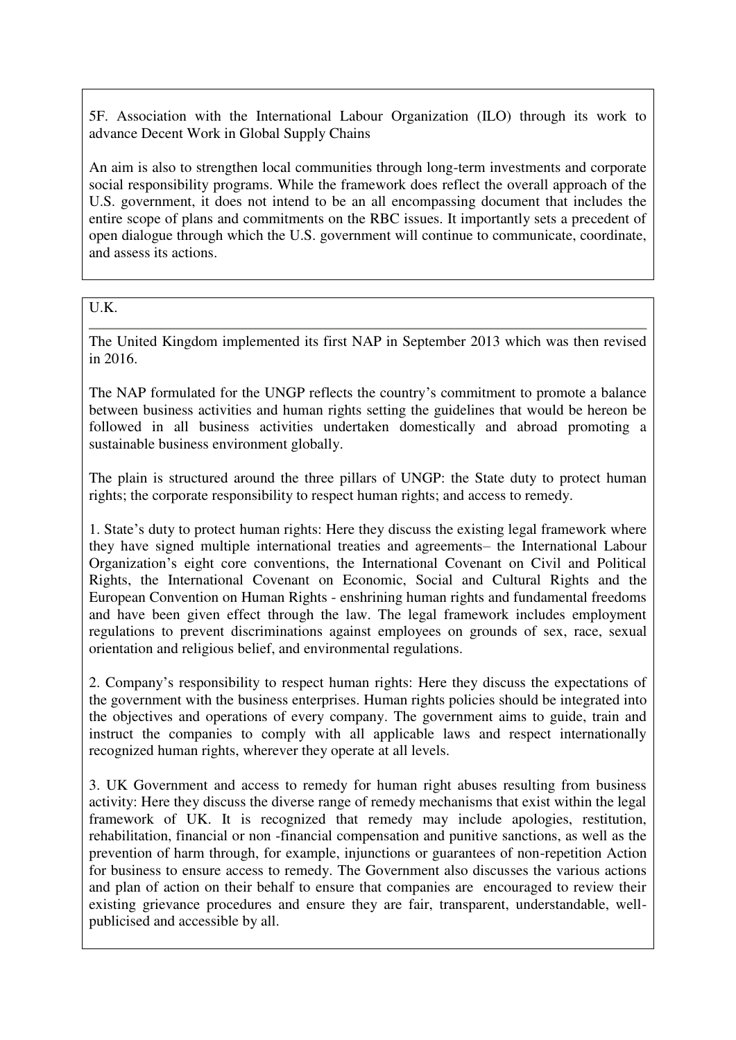5F. Association with the International Labour Organization (ILO) through its work to advance Decent Work in Global Supply Chains

An aim is also to strengthen local communities through long-term investments and corporate social responsibility programs. While the framework does reflect the overall approach of the U.S. government, it does not intend to be an all encompassing document that includes the entire scope of plans and commitments on the RBC issues. It importantly sets a precedent of open dialogue through which the U.S. government will continue to communicate, coordinate, and assess its actions.

## U.K.

The United Kingdom implemented its first NAP in September 2013 which was then revised in 2016.

The NAP formulated for the UNGP reflects the country's commitment to promote a balance between business activities and human rights setting the guidelines that would be hereon be followed in all business activities undertaken domestically and abroad promoting a sustainable business environment globally.

The plain is structured around the three pillars of UNGP: the State duty to protect human rights; the corporate responsibility to respect human rights; and access to remedy.

1. State's duty to protect human rights: Here they discuss the existing legal framework where they have signed multiple international treaties and agreements– the International Labour Organization's eight core conventions, the International Covenant on Civil and Political Rights, the International Covenant on Economic, Social and Cultural Rights and the European Convention on Human Rights - enshrining human rights and fundamental freedoms and have been given effect through the law. The legal framework includes employment regulations to prevent discriminations against employees on grounds of sex, race, sexual orientation and religious belief, and environmental regulations.

2. Company's responsibility to respect human rights: Here they discuss the expectations of the government with the business enterprises. Human rights policies should be integrated into the objectives and operations of every company. The government aims to guide, train and instruct the companies to comply with all applicable laws and respect internationally recognized human rights, wherever they operate at all levels.

3. UK Government and access to remedy for human right abuses resulting from business activity: Here they discuss the diverse range of remedy mechanisms that exist within the legal framework of UK. It is recognized that remedy may include apologies, restitution, rehabilitation, financial or non -financial compensation and punitive sanctions, as well as the prevention of harm through, for example, injunctions or guarantees of non-repetition Action for business to ensure access to remedy. The Government also discusses the various actions and plan of action on their behalf to ensure that companies are encouraged to review their existing grievance procedures and ensure they are fair, transparent, understandable, well-publicised and accessible by all.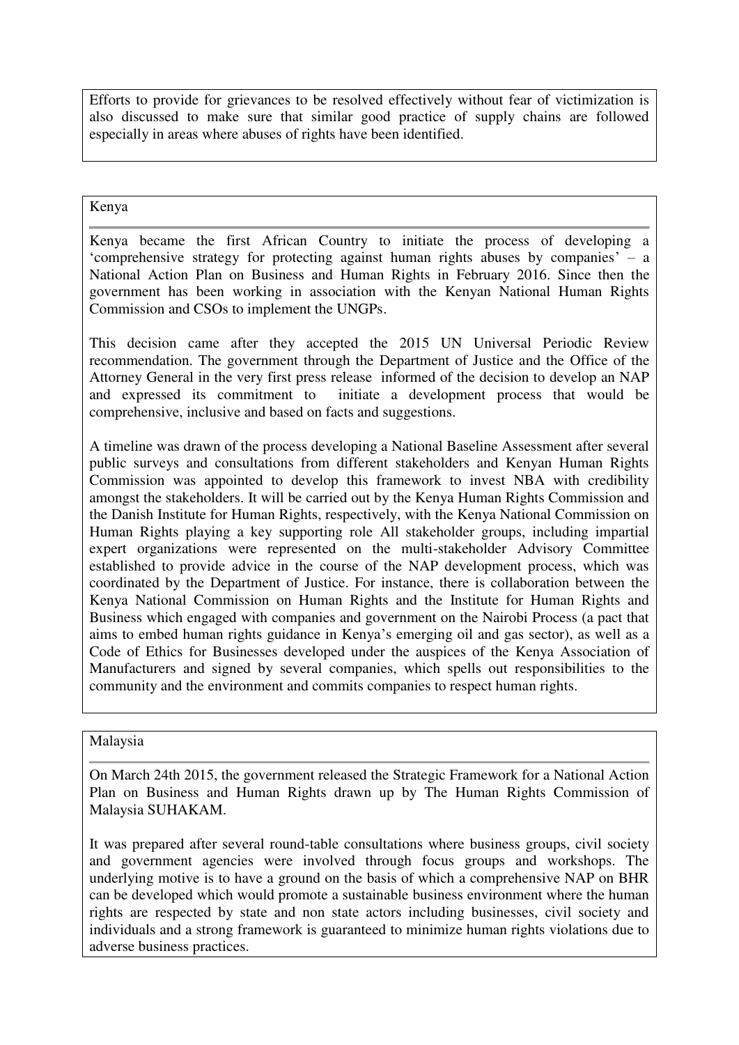Efforts to provide for grievances to be resolved effectively without fear of victimization is also discussed to make sure that similar good practice of supply chains are followed especially in areas where abuses of rights have been identified.

### Kenya

Kenya became the first African Country to initiate the process of developing a 'comprehensive strategy for protecting against human rights abuses by companies' – a National Action Plan on Business and Human Rights in February 2016. Since then the government has been working in association with the Kenyan National Human Rights Commission and CSOs to implement the UNGPs.

This decision came after they accepted the 2015 UN Universal Periodic Review recommendation. The government through the Department of Justice and the Office of the Attorney General in the very first press release informed of the decision to develop an NAP and expressed its commitment to initiate a development process that would be comprehensive, inclusive and based on facts and suggestions.

A timeline was drawn of the process developing a National Baseline Assessment after several public surveys and consultations from different stakeholders and Kenyan Human Rights Commission was appointed to develop this framework to invest NBA with credibility amongst the stakeholders. It will be carried out by the Kenya Human Rights Commission and the Danish Institute for Human Rights, respectively, with the Kenya National Commission on Human Rights playing a key supporting role All stakeholder groups, including impartial expert organizations were represented on the multi-stakeholder Advisory Committee established to provide advice in the course of the NAP development process, which was coordinated by the Department of Justice. For instance, there is collaboration between the Kenya National Commission on Human Rights and the Institute for Human Rights and Business which engaged with companies and government on the Nairobi Process (a pact that aims to embed human rights guidance in Kenya's emerging oil and gas sector), as well as a Code of Ethics for Businesses developed under the auspices of the Kenya Association of Manufacturers and signed by several companies, which spells out responsibilities to the community and the environment and commits companies to respect human rights.

### Malaysia

On March 24th 2015, the government released the Strategic Framework for a National Action Plan on Business and Human Rights drawn up by The Human Rights Commission of Malaysia SUHAKAM.

It was prepared after several round-table consultations where business groups, civil society and government agencies were involved through focus groups and workshops. The underlying motive is to have a ground on the basis of which a comprehensive NAP on BHR can be developed which would promote a sustainable business environment where the human rights are respected by state and non state actors including businesses, civil society and individuals and a strong framework is guaranteed to minimize human rights violations due to adverse business practices.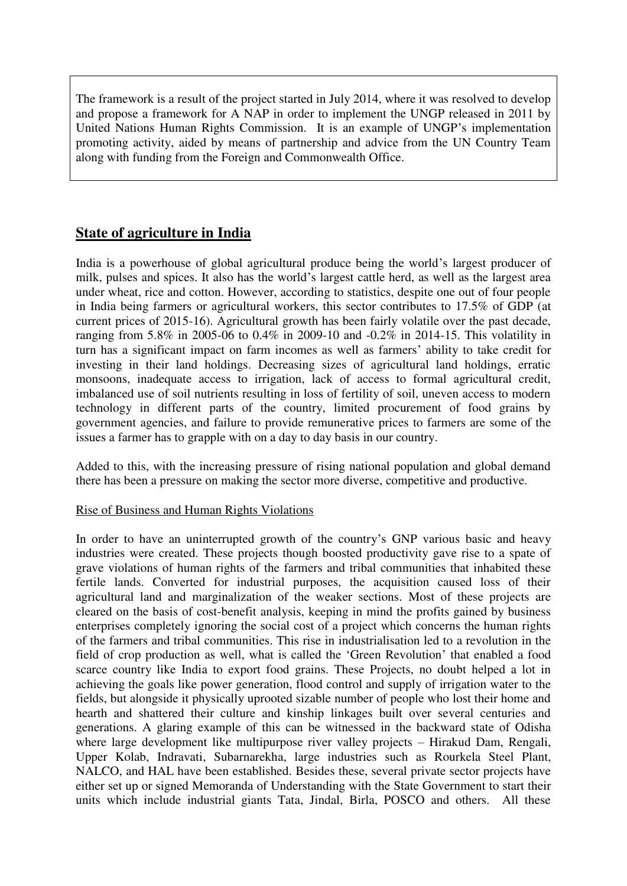The framework is a result of the project started in July 2014, where it was resolved to develop and propose a framework for A NAP in order to implement the UNGP released in 2011 by United Nations Human Rights Commission. It is an example of UNGP's implementation promoting activity, aided by means of partnership and advice from the UN Country Team along with funding from the Foreign and Commonwealth Office.

## State of agriculture in India

India is a powerhouse of global agricultural produce being the world's largest producer of milk, pulses and spices. It also has the world's largest cattle herd, as well as the largest area under wheat, rice and cotton. However, according to statistics, despite one out of four people in India being farmers or agricultural workers, this sector contributes to 17.5% of GDP (at current prices of 2015-16). Agricultural growth has been fairly volatile over the past decade, ranging from 5.8% in 2005-06 to 0.4% in 2009-10 and -0.2% in 2014-15. This volatility in turn has a significant impact on farm incomes as well as farmers' ability to take credit for investing in their land holdings. Decreasing sizes of agricultural land holdings, erratic monsoons, inadequate access to irrigation, lack of access to formal agricultural credit, imbalanced use of soil nutrients resulting in loss of fertility of soil, uneven access to modern technology in different parts of the country, limited procurement of food grains by government agencies, and failure to provide remunerative prices to farmers are some of the issues a farmer has to grapple with on a day to day basis in our country.

Added to this, with the increasing pressure of rising national population and global demand there has been a pressure on making the sector more diverse, competitive and productive.

### Rise of Business and Human Rights Violations

In order to have an uninterrupted growth of the country's GNP various basic and heavy industries were created. These projects though boosted productivity gave rise to a spate of grave violations of human rights of the farmers and tribal communities that inhabited these fertile lands. Converted for industrial purposes, the acquisition caused loss of their agricultural land and marginalization of the weaker sections. Most of these projects are cleared on the basis of cost-benefit analysis, keeping in mind the profits gained by business enterprises completely ignoring the social cost of a project which concerns the human rights of the farmers and tribal communities. This rise in industrialisation led to a revolution in the field of crop production as well, what is called the 'Green Revolution' that enabled a food scarce country like India to export food grains. These Projects, no doubt helped a lot in achieving the goals like power generation, flood control and supply of irrigation water to the fields, but alongside it physically uprooted sizable number of people who lost their home and hearth and shattered their culture and kinship linkages built over several centuries and generations. A glaring example of this can be witnessed in the backward state of Odisha where large development like multipurpose river valley projects – Hirakud Dam, Rengali, Upper Kolab, Indravati, Subarnarekha, large industries such as Rourkela Steel Plant, NALCO, and HAL have been established. Besides these, several private sector projects have either set up or signed Memoranda of Understanding with the State Government to start their units which include industrial giants Tata, Jindal, Birla, POSCO and others. All these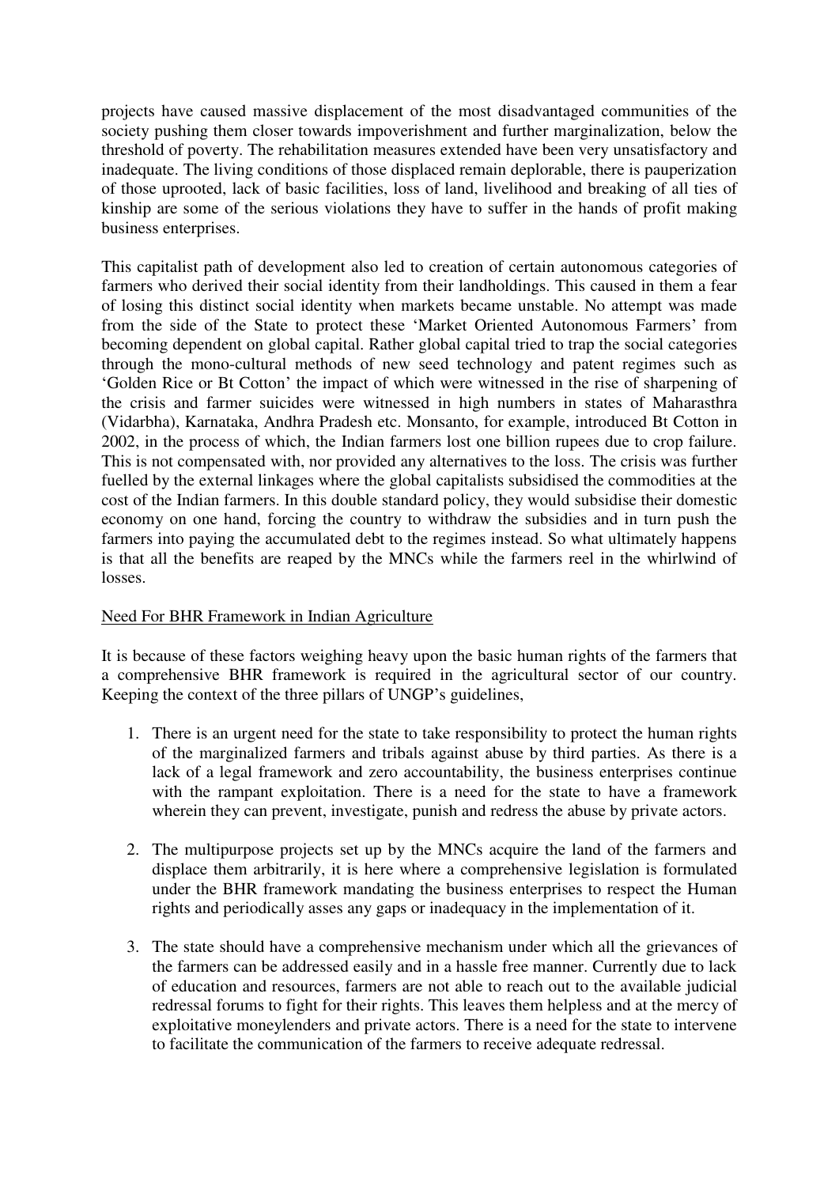projects have caused massive displacement of the most disadvantaged communities of the society pushing them closer towards impoverishment and further marginalization, below the threshold of poverty. The rehabilitation measures extended have been very unsatisfactory and inadequate. The living conditions of those displaced remain deplorable, there is pauperization of those uprooted, lack of basic facilities, loss of land, livelihood and breaking of all ties of kinship are some of the serious violations they have to suffer in the hands of profit making business enterprises.

This capitalist path of development also led to creation of certain autonomous categories of farmers who derived their social identity from their landholdings. This caused in them a fear of losing this distinct social identity when markets became unstable. No attempt was made from the side of the State to protect these 'Market Oriented Autonomous Farmers' from becoming dependent on global capital. Rather global capital tried to trap the social categories through the mono-cultural methods of new seed technology and patent regimes such as 'Golden Rice or Bt Cotton' the impact of which were witnessed in the rise of sharpening of the crisis and farmer suicides were witnessed in high numbers in states of Maharasthra (Vidarbha), Karnataka, Andhra Pradesh etc. Monsanto, for example, introduced Bt Cotton in 2002, in the process of which, the Indian farmers lost one billion rupees due to crop failure. This is not compensated with, nor provided any alternatives to the loss. The crisis was further fuelled by the external linkages where the global capitalists subsidised the commodities at the cost of the Indian farmers. In this double standard policy, they would subsidise their domestic economy on one hand, forcing the country to withdraw the subsidies and in turn push the farmers into paying the accumulated debt to the regimes instead. So what ultimately happens is that all the benefits are reaped by the MNCs while the farmers reel in the whirlwind of losses.

## Need For BHR Framework in Indian Agriculture

It is because of these factors weighing heavy upon the basic human rights of the farmers that a comprehensive BHR framework is required in the agricultural sector of our country. Keeping the context of the three pillars of UNGP's guidelines,

1. There is an urgent need for the state to take responsibility to protect the human rights of the marginalized farmers and tribals against abuse by third parties. As there is a lack of a legal framework and zero accountability, the business enterprises continue with the rampant exploitation. There is a need for the state to have a framework wherein they can prevent, investigate, punish and redress the abuse by private actors.

2. The multipurpose projects set up by the MNCs acquire the land of the farmers and displace them arbitrarily, it is here where a comprehensive legislation is formulated under the BHR framework mandating the business enterprises to respect the Human rights and periodically asses any gaps or inadequacy in the implementation of it.

3. The state should have a comprehensive mechanism under which all the grievances of the farmers can be addressed easily and in a hassle free manner. Currently due to lack of education and resources, farmers are not able to reach out to the available judicial redressal forums to fight for their rights. This leaves them helpless and at the mercy of exploitative moneylenders and private actors. There is a need for the state to intervene to facilitate the communication of the farmers to receive adequate redressal.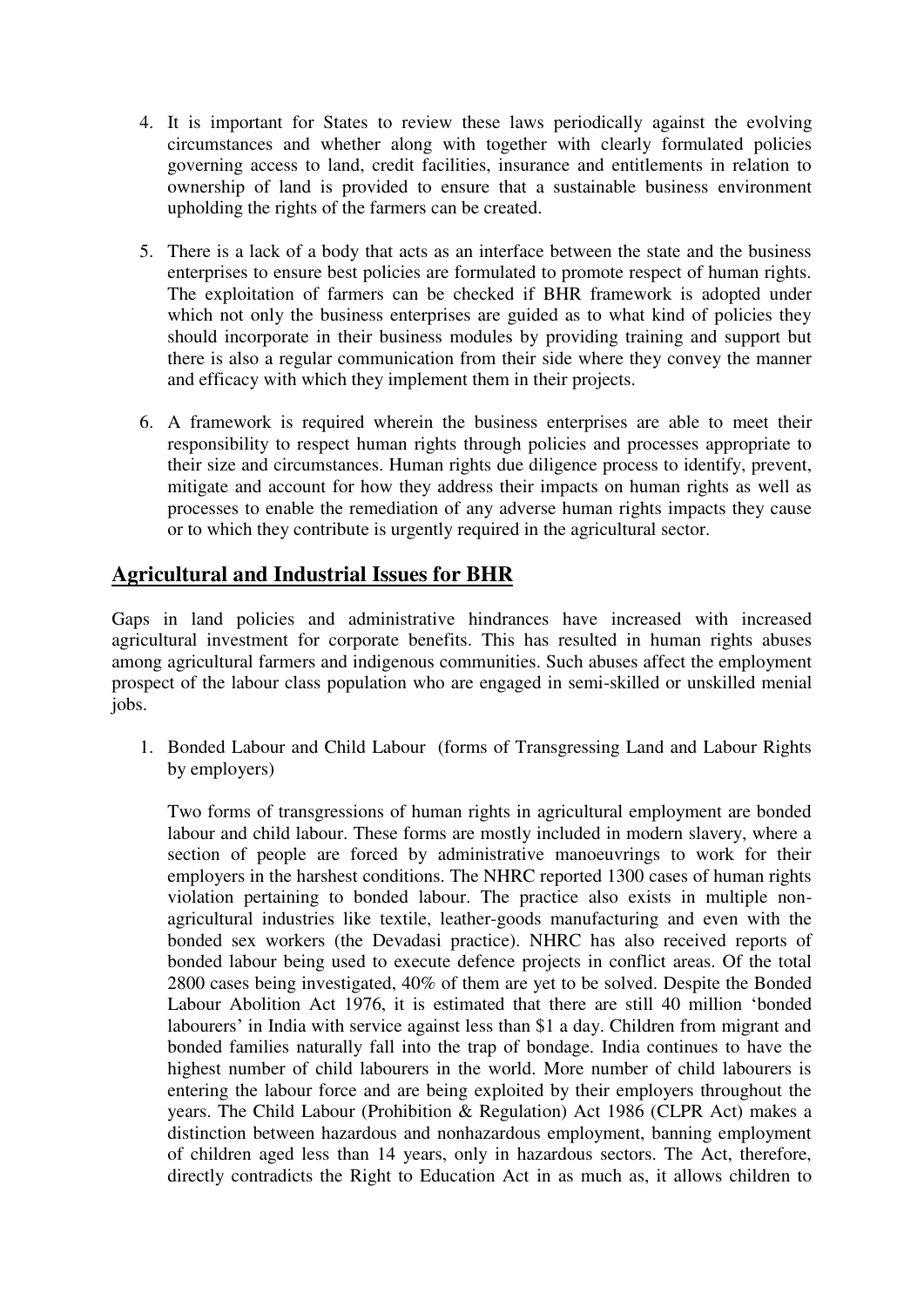4. It is important for States to review these laws periodically against the evolving circumstances and whether along with together with clearly formulated policies governing access to land, credit facilities, insurance and entitlements in relation to ownership of land is provided to ensure that a sustainable business environment upholding the rights of the farmers can be created.

5. There is a lack of a body that acts as an interface between the state and the business enterprises to ensure best policies are formulated to promote respect of human rights. The exploitation of farmers can be checked if BHR framework is adopted under which not only the business enterprises are guided as to what kind of policies they should incorporate in their business modules by providing training and support but there is also a regular communication from their side where they convey the manner and efficacy with which they implement them in their projects.

6. A framework is required wherein the business enterprises are able to meet their responsibility to respect human rights through policies and processes appropriate to their size and circumstances. Human rights due diligence process to identify, prevent, mitigate and account for how they address their impacts on human rights as well as processes to enable the remediation of any adverse human rights impacts they cause or to which they contribute is urgently required in the agricultural sector.

## Agricultural and Industrial Issues for BHR

Gaps in land policies and administrative hindrances have increased with increased agricultural investment for corporate benefits. This has resulted in human rights abuses among agricultural farmers and indigenous communities. Such abuses affect the employment prospect of the labour class population who are engaged in semi-skilled or unskilled menial jobs.

1. Bonded Labour and Child Labour (forms of Transgressing Land and Labour Rights by employers)

   Two forms of transgressions of human rights in agricultural employment are bonded labour and child labour. These forms are mostly included in modern slavery, where a section of people are forced by administrative manoeuvrings to work for their employers in the harshest conditions. The NHRC reported 1300 cases of human rights violation pertaining to bonded labour. The practice also exists in multiple non-agricultural industries like textile, leather-goods manufacturing and even with the bonded sex workers (the Devadasi practice). NHRC has also received reports of bonded labour being used to execute defence projects in conflict areas. Of the total 2800 cases being investigated, 40% of them are yet to be solved. Despite the Bonded Labour Abolition Act 1976, it is estimated that there are still 40 million 'bonded labourers' in India with service against less than $1 a day. Children from migrant and bonded families naturally fall into the trap of bondage. India continues to have the highest number of child labourers in the world. More number of child labourers is entering the labour force and are being exploited by their employers throughout the years. The Child Labour (Prohibition & Regulation) Act 1986 (CLPR Act) makes a distinction between hazardous and nonhazardous employment, banning employment of children aged less than 14 years, only in hazardous sectors. The Act, therefore, directly contradicts the Right to Education Act in as much as, it allows children to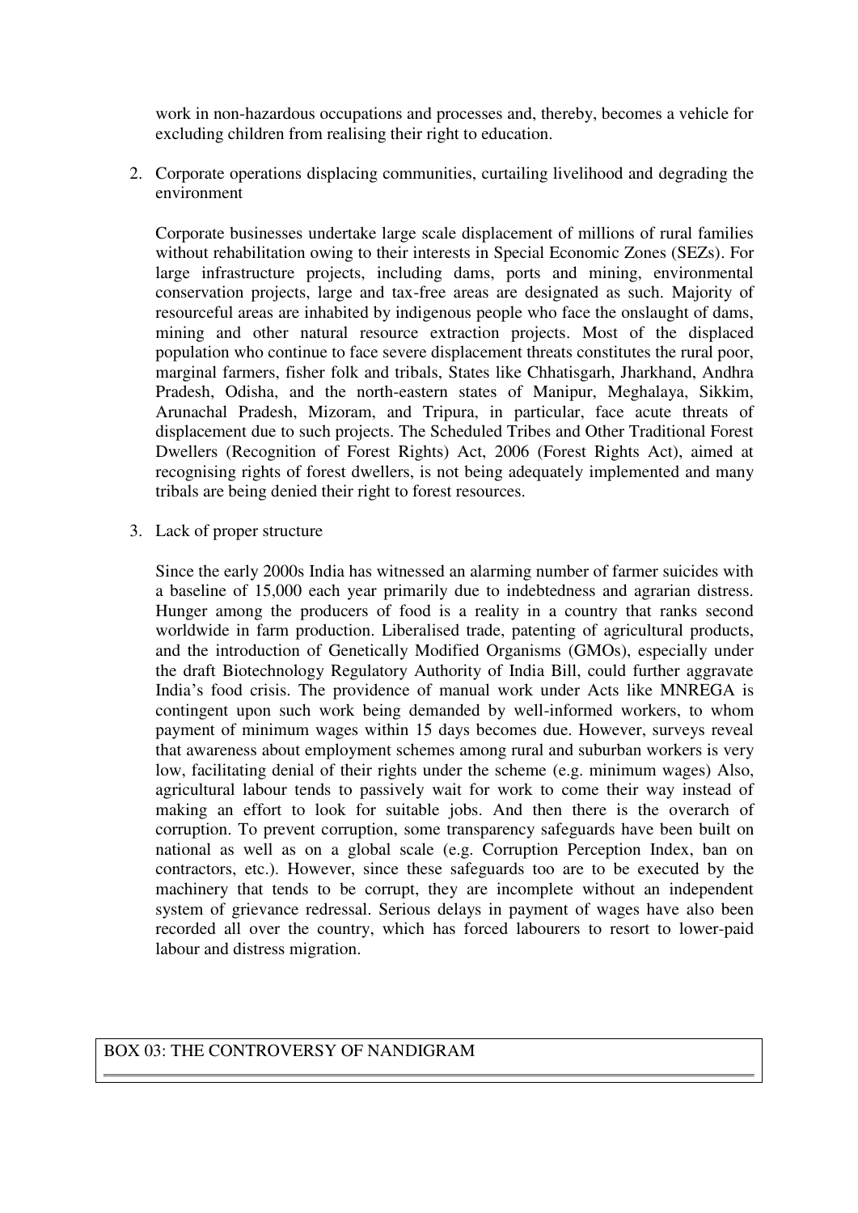work in non-hazardous occupations and processes and, thereby, becomes a vehicle for excluding children from realising their right to education.

2. Corporate operations displacing communities, curtailing livelihood and degrading the environment

   Corporate businesses undertake large scale displacement of millions of rural families without rehabilitation owing to their interests in Special Economic Zones (SEZs). For large infrastructure projects, including dams, ports and mining, environmental conservation projects, large and tax-free areas are designated as such. Majority of resourceful areas are inhabited by indigenous people who face the onslaught of dams, mining and other natural resource extraction projects. Most of the displaced population who continue to face severe displacement threats constitutes the rural poor, marginal farmers, fisher folk and tribals, States like Chhatisgarh, Jharkhand, Andhra Pradesh, Odisha, and the north-eastern states of Manipur, Meghalaya, Sikkim, Arunachal Pradesh, Mizoram, and Tripura, in particular, face acute threats of displacement due to such projects. The Scheduled Tribes and Other Traditional Forest Dwellers (Recognition of Forest Rights) Act, 2006 (Forest Rights Act), aimed at recognising rights of forest dwellers, is not being adequately implemented and many tribals are being denied their right to forest resources.

3. Lack of proper structure

   Since the early 2000s India has witnessed an alarming number of farmer suicides with a baseline of 15,000 each year primarily due to indebtedness and agrarian distress. Hunger among the producers of food is a reality in a country that ranks second worldwide in farm production. Liberalised trade, patenting of agricultural products, and the introduction of Genetically Modified Organisms (GMOs), especially under the draft Biotechnology Regulatory Authority of India Bill, could further aggravate India's food crisis. The providence of manual work under Acts like MNREGA is contingent upon such work being demanded by well-informed workers, to whom payment of minimum wages within 15 days becomes due. However, surveys reveal that awareness about employment schemes among rural and suburban workers is very low, facilitating denial of their rights under the scheme (e.g. minimum wages) Also, agricultural labour tends to passively wait for work to come their way instead of making an effort to look for suitable jobs. And then there is the overarch of corruption. To prevent corruption, some transparency safeguards have been built on national as well as on a global scale (e.g. Corruption Perception Index, ban on contractors, etc.). However, since these safeguards too are to be executed by the machinery that tends to be corrupt, they are incomplete without an independent system of grievance redressal. Serious delays in payment of wages have also been recorded all over the country, which has forced labourers to resort to lower-paid labour and distress migration.

BOX 03: THE CONTROVERSY OF NANDIGRAM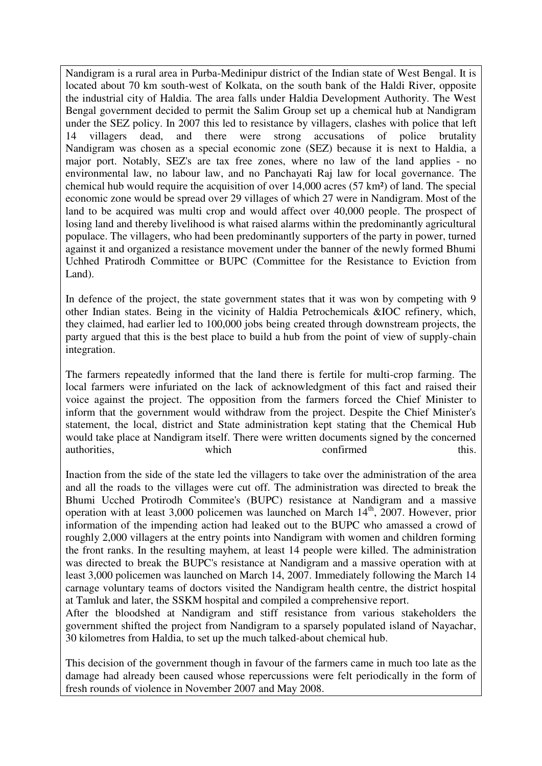Nandigram is a rural area in Purba-Medinipur district of the Indian state of West Bengal. It is located about 70 km south-west of Kolkata, on the south bank of the Haldi River, opposite the industrial city of Haldia. The area falls under Haldia Development Authority. The West Bengal government decided to permit the Salim Group set up a chemical hub at Nandigram under the SEZ policy. In 2007 this led to resistance by villagers, clashes with police that left 14 villagers dead, and there were strong accusations of police brutality Nandigram was chosen as a special economic zone (SEZ) because it is next to Haldia, a major port. Notably, SEZ's are tax free zones, where no law of the land applies - no environmental law, no labour law, and no Panchayati Raj law for local governance. The chemical hub would require the acquisition of over 14,000 acres (57 km²) of land. The special economic zone would be spread over 29 villages of which 27 were in Nandigram. Most of the land to be acquired was multi crop and would affect over 40,000 people. The prospect of losing land and thereby livelihood is what raised alarms within the predominantly agricultural populace. The villagers, who had been predominantly supporters of the party in power, turned against it and organized a resistance movement under the banner of the newly formed Bhumi Uchhed Pratirodh Committee or BUPC (Committee for the Resistance to Eviction from Land).

In defence of the project, the state government states that it was won by competing with 9 other Indian states. Being in the vicinity of Haldia Petrochemicals &IOC refinery, which, they claimed, had earlier led to 100,000 jobs being created through downstream projects, the party argued that this is the best place to build a hub from the point of view of supply-chain integration.

The farmers repeatedly informed that the land there is fertile for multi-crop farming. The local farmers were infuriated on the lack of acknowledgment of this fact and raised their voice against the project. The opposition from the farmers forced the Chief Minister to inform that the government would withdraw from the project. Despite the Chief Minister's statement, the local, district and State administration kept stating that the Chemical Hub would take place at Nandigram itself. There were written documents signed by the concerned authorities, which confirmed this.

Inaction from the side of the state led the villagers to take over the administration of the area and all the roads to the villages were cut off. The administration was directed to break the Bhumi Ucched Protirodh Commitee's (BUPC) resistance at Nandigram and a massive operation with at least 3,000 policemen was launched on March 14th, 2007. However, prior information of the impending action had leaked out to the BUPC who amassed a crowd of roughly 2,000 villagers at the entry points into Nandigram with women and children forming the front ranks. In the resulting mayhem, at least 14 people were killed. The administration was directed to break the BUPC's resistance at Nandigram and a massive operation with at least 3,000 policemen was launched on March 14, 2007. Immediately following the March 14 carnage voluntary teams of doctors visited the Nandigram health centre, the district hospital at Tamluk and later, the SSKM hospital and compiled a comprehensive report.

After the bloodshed at Nandigram and stiff resistance from various stakeholders the government shifted the project from Nandigram to a sparsely populated island of Nayachar, 30 kilometres from Haldia, to set up the much talked-about chemical hub.

This decision of the government though in favour of the farmers came in much too late as the damage had already been caused whose repercussions were felt periodically in the form of fresh rounds of violence in November 2007 and May 2008.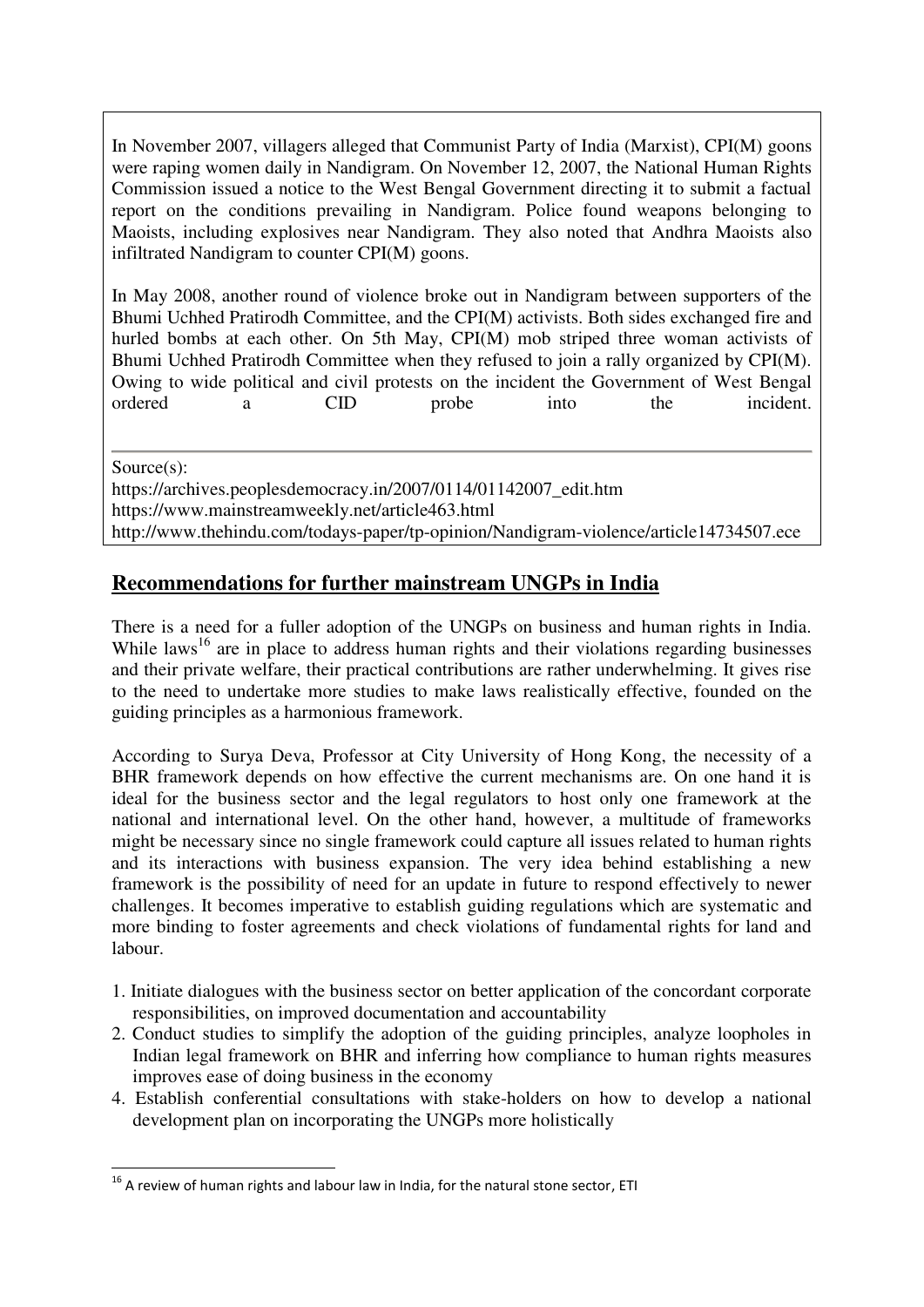In November 2007, villagers alleged that Communist Party of India (Marxist), CPI(M) goons were raping women daily in Nandigram. On November 12, 2007, the National Human Rights Commission issued a notice to the West Bengal Government directing it to submit a factual report on the conditions prevailing in Nandigram. Police found weapons belonging to Maoists, including explosives near Nandigram. They also noted that Andhra Maoists also infiltrated Nandigram to counter CPI(M) goons.

In May 2008, another round of violence broke out in Nandigram between supporters of the Bhumi Uchhed Pratirodh Committee, and the CPI(M) activists. Both sides exchanged fire and hurled bombs at each other. On 5th May, CPI(M) mob striped three woman activists of Bhumi Uchhed Pratirodh Committee when they refused to join a rally organized by CPI(M). Owing to wide political and civil protests on the incident the Government of West Bengal ordered a CID probe into the incident.

Source(s):
https://archives.peoplesdemocracy.in/2007/0114/01142007_edit.htm
https://www.mainstreamweekly.net/article463.html
http://www.thehindu.com/todays-paper/tp-opinion/Nandigram-violence/article14734507.ece

## Recommendations for further mainstream UNGPs in India

There is a need for a fuller adoption of the UNGPs on business and human rights in India. While laws[16] are in place to address human rights and their violations regarding businesses and their private welfare, their practical contributions are rather underwhelming. It gives rise to the need to undertake more studies to make laws realistically effective, founded on the guiding principles as a harmonious framework.

According to Surya Deva, Professor at City University of Hong Kong, the necessity of a BHR framework depends on how effective the current mechanisms are. On one hand it is ideal for the business sector and the legal regulators to host only one framework at the national and international level. On the other hand, however, a multitude of frameworks might be necessary since no single framework could capture all issues related to human rights and its interactions with business expansion. The very idea behind establishing a new framework is the possibility of need for an update in future to respond effectively to newer challenges. It becomes imperative to establish guiding regulations which are systematic and more binding to foster agreements and check violations of fundamental rights for land and labour.

1. Initiate dialogues with the business sector on better application of the concordant corporate responsibilities, on improved documentation and accountability
2. Conduct studies to simplify the adoption of the guiding principles, analyze loopholes in Indian legal framework on BHR and inferring how compliance to human rights measures improves ease of doing business in the economy
4. Establish conferential consultations with stake-holders on how to develop a national development plan on incorporating the UNGPs more holistically

[16] A review of human rights and labour law in India, for the natural stone sector, ETI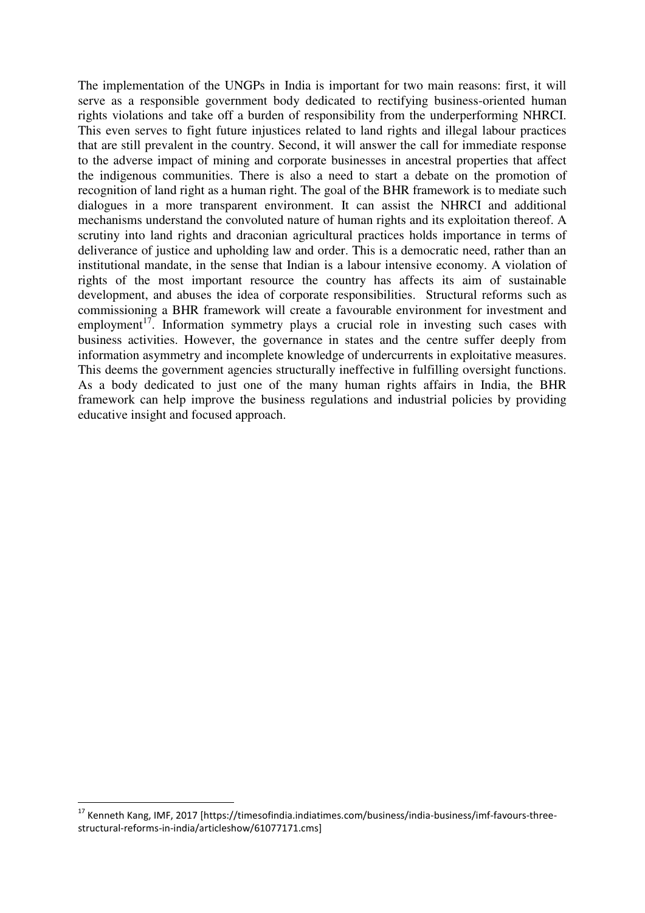The implementation of the UNGPs in India is important for two main reasons: first, it will serve as a responsible government body dedicated to rectifying business-oriented human rights violations and take off a burden of responsibility from the underperforming NHRCI. This even serves to fight future injustices related to land rights and illegal labour practices that are still prevalent in the country. Second, it will answer the call for immediate response to the adverse impact of mining and corporate businesses in ancestral properties that affect the indigenous communities. There is also a need to start a debate on the promotion of recognition of land right as a human right. The goal of the BHR framework is to mediate such dialogues in a more transparent environment. It can assist the NHRCI and additional mechanisms understand the convoluted nature of human rights and its exploitation thereof. A scrutiny into land rights and draconian agricultural practices holds importance in terms of deliverance of justice and upholding law and order. This is a democratic need, rather than an institutional mandate, in the sense that Indian is a labour intensive economy. A violation of rights of the most important resource the country has affects its aim of sustainable development, and abuses the idea of corporate responsibilities. Structural reforms such as commissioning a BHR framework will create a favourable environment for investment and employment[17]. Information symmetry plays a crucial role in investing such cases with business activities. However, the governance in states and the centre suffer deeply from information asymmetry and incomplete knowledge of undercurrents in exploitative measures. This deems the government agencies structurally ineffective in fulfilling oversight functions. As a body dedicated to just one of the many human rights affairs in India, the BHR framework can help improve the business regulations and industrial policies by providing educative insight and focused approach.

[17] Kenneth Kang, IMF, 2017 [https://timesofindia.indiatimes.com/business/india-business/imf-favours-three-structural-reforms-in-india/articleshow/61077171.cms]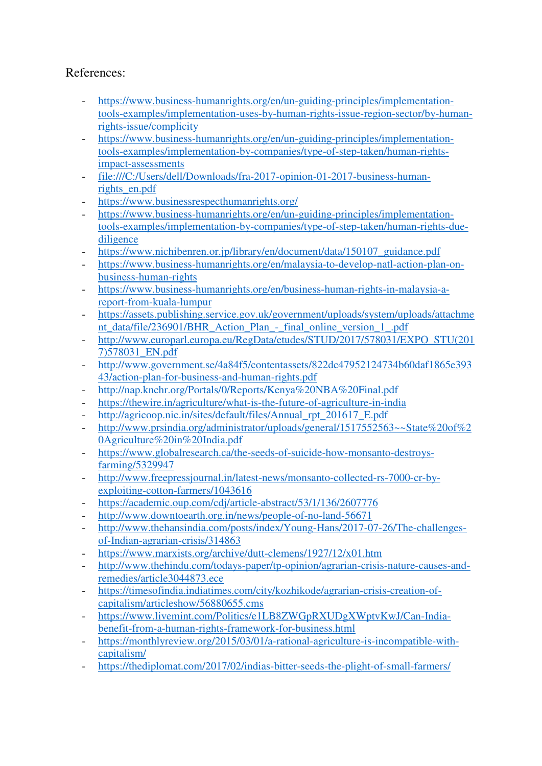References:

- https://www.business-humanrights.org/en/un-guiding-principles/implementation-tools-examples/implementation-uses-by-human-rights-issue-region-sector/by-human-rights-issue/complicity
- https://www.business-humanrights.org/en/un-guiding-principles/implementation-tools-examples/implementation-by-companies/type-of-step-taken/human-rights-impact-assessments
- file:///C:/Users/dell/Downloads/fra-2017-opinion-01-2017-business-human-rights_en.pdf
- https://www.businessrespecthumanrights.org/
- https://www.business-humanrights.org/en/un-guiding-principles/implementation-tools-examples/implementation-by-companies/type-of-step-taken/human-rights-due-diligence
- https://www.nichibenren.or.jp/library/en/document/data/150107_guidance.pdf
- https://www.business-humanrights.org/en/malaysia-to-develop-natl-action-plan-on-business-human-rights
- https://www.business-humanrights.org/en/business-human-rights-in-malaysia-a-report-from-kuala-lumpur
- https://assets.publishing.service.gov.uk/government/uploads/system/uploads/attachment_data/file/236901/BHR_Action_Plan_-_final_online_version_1_.pdf
- http://www.europarl.europa.eu/RegData/etudes/STUD/2017/578031/EXPO_STU(2017)578031_EN.pdf
- http://www.government.se/4a84f5/contentassets/822dc47952124734b60daf1865e39343/action-plan-for-business-and-human-rights.pdf
- http://nap.knchr.org/Portals/0/Reports/Kenya%20NBA%20Final.pdf
- https://thewire.in/agriculture/what-is-the-future-of-agriculture-in-india
- http://agricoop.nic.in/sites/default/files/Annual_rpt_201617_E.pdf
- http://www.prsindia.org/administrator/uploads/general/1517552563~~State%20of%20Agriculture%20in%20India.pdf
- https://www.globalresearch.ca/the-seeds-of-suicide-how-monsanto-destroys-farming/5329947
- http://www.freepressjournal.in/latest-news/monsanto-collected-rs-7000-cr-by-exploiting-cotton-farmers/1043616
- https://academic.oup.com/cdj/article-abstract/53/1/136/2607776
- http://www.downtoearth.org.in/news/people-of-no-land-56671
- http://www.thehansindia.com/posts/index/Young-Hans/2017-07-26/The-challenges-of-Indian-agrarian-crisis/314863
- https://www.marxists.org/archive/dutt-clemens/1927/12/x01.htm
- http://www.thehindu.com/todays-paper/tp-opinion/agrarian-crisis-nature-causes-and-remedies/article3044873.ece
- https://timesofindia.indiatimes.com/city/kozhikode/agrarian-crisis-creation-of-capitalism/articleshow/56880655.cms
- https://www.livemint.com/Politics/e1LB8ZWGpRXUDgXWptvKwJ/Can-India-benefit-from-a-human-rights-framework-for-business.html
- https://monthlyreview.org/2015/03/01/a-rational-agriculture-is-incompatible-with-capitalism/
- https://thediplomat.com/2017/02/indias-bitter-seeds-the-plight-of-small-farmers/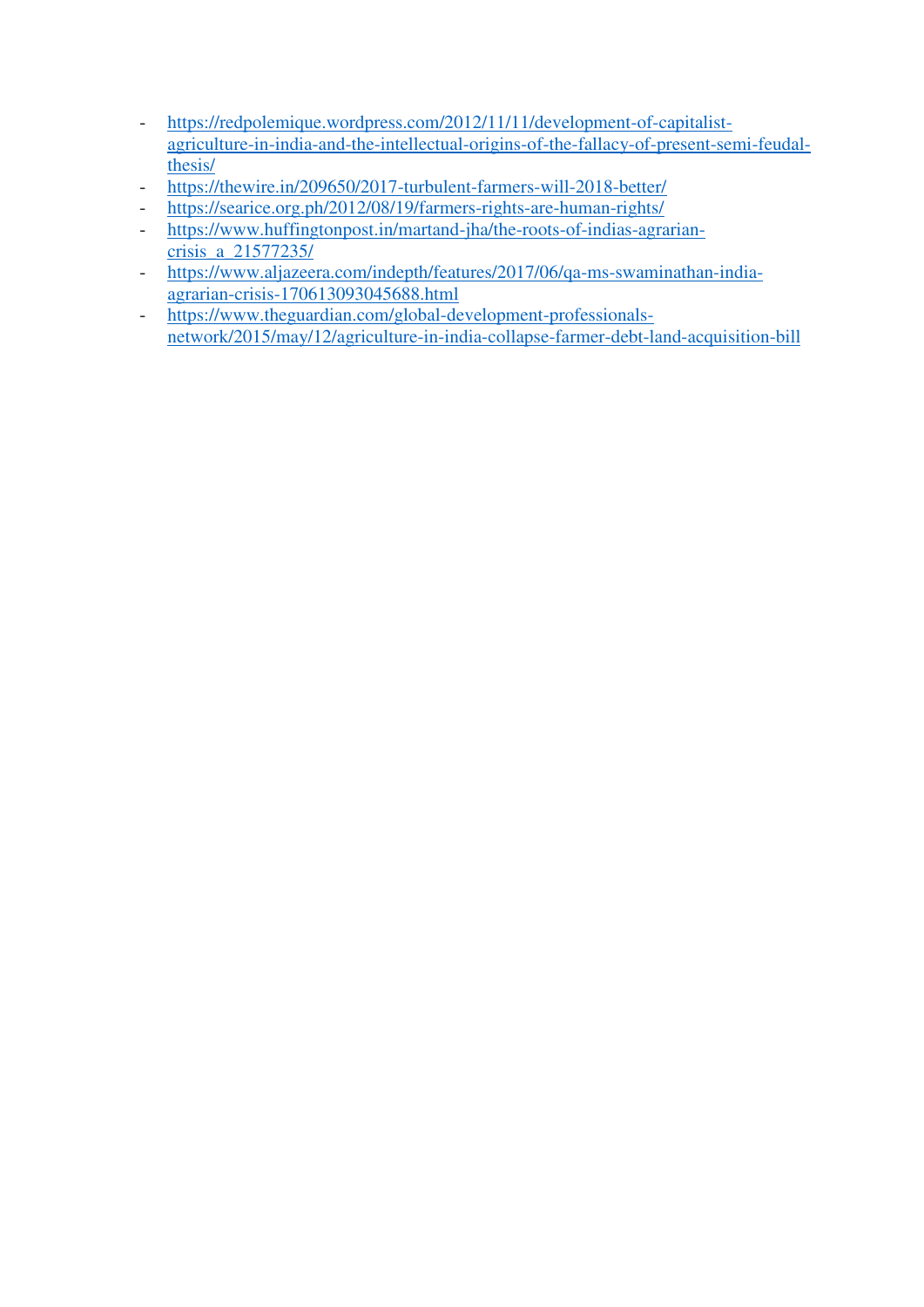- https://redpolemique.wordpress.com/2012/11/11/development-of-capitalist-agriculture-in-india-and-the-intellectual-origins-of-the-fallacy-of-present-semi-feudal-thesis/
- https://thewire.in/209650/2017-turbulent-farmers-will-2018-better/
- https://searice.org.ph/2012/08/19/farmers-rights-are-human-rights/
- https://www.huffingtonpost.in/martand-jha/the-roots-of-indias-agrarian-crisis_a_21577235/
- https://www.aljazeera.com/indepth/features/2017/06/qa-ms-swaminathan-india-agrarian-crisis-170613093045688.html
- https://www.theguardian.com/global-development-professionals-network/2015/may/12/agriculture-in-india-collapse-farmer-debt-land-acquisition-bill